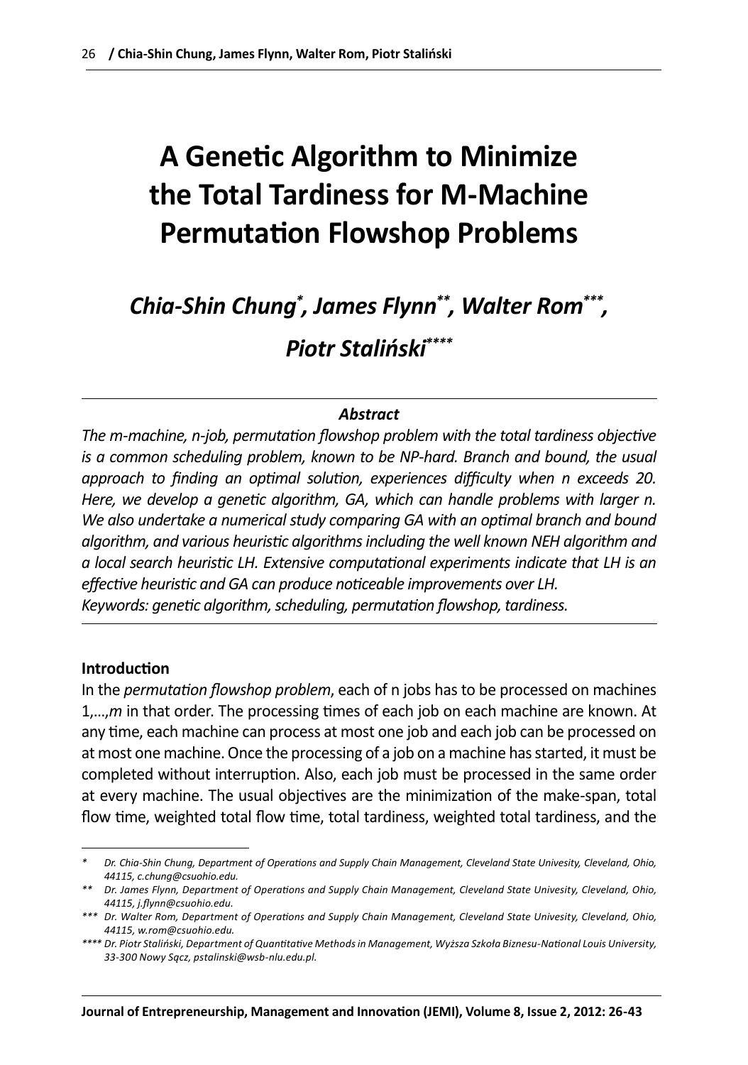# A Genetic Algorithm to Minimize the Total Tardiness for M-Machine Permutation Flowshop Problems

***Chia-Shin Chung*, James Flynn**, Walter Rom***, Piotr Staliński*****

### *Abstract*

*The m-machine, n-job, permutation flowshop problem with the total tardiness objective is a common scheduling problem, known to be NP-hard. Branch and bound, the usual approach to finding an optimal solution, experiences difficulty when n exceeds 20. Here, we develop a genetic algorithm, GA, which can handle problems with larger n. We also undertake a numerical study comparing GA with an optimal branch and bound algorithm, and various heuristic algorithms including the well known NEH algorithm and a local search heuristic LH. Extensive computational experiments indicate that LH is an effective heuristic and GA can produce noticeable improvements over LH.*

*Keywords: genetic algorithm, scheduling, permutation flowshop, tardiness.*

## Introduction

In the *permutation flowshop problem*, each of n jobs has to be processed on machines 1,…,*m* in that order. The processing times of each job on each machine are known. At any time, each machine can process at most one job and each job can be processed on at most one machine. Once the processing of a job on a machine has started, it must be completed without interruption. Also, each job must be processed in the same order at every machine. The usual objectives are the minimization of the make-span, total flow time, weighted total flow time, total tardiness, weighted total tardiness, and the

---

\* *Dr. Chia-Shin Chung, Department of Operations and Supply Chain Management, Cleveland State Univesity, Cleveland, Ohio, 44115, c.chung@csuohio.edu.*

\*\* *Dr. James Flynn, Department of Operations and Supply Chain Management, Cleveland State Univesity, Cleveland, Ohio, 44115, j.flynn@csuohio.edu.*

\*\*\* *Dr. Walter Rom, Department of Operations and Supply Chain Management, Cleveland State Univesity, Cleveland, Ohio, 44115, w.rom@csuohio.edu.*

\*\*\*\* *Dr. Piotr Staliński, Department of Quantitative Methods in Management, Wyższa Szkoła Biznesu-National Louis University, 33-300 Nowy Sącz, pstalinski@wsb-nlu.edu.pl.*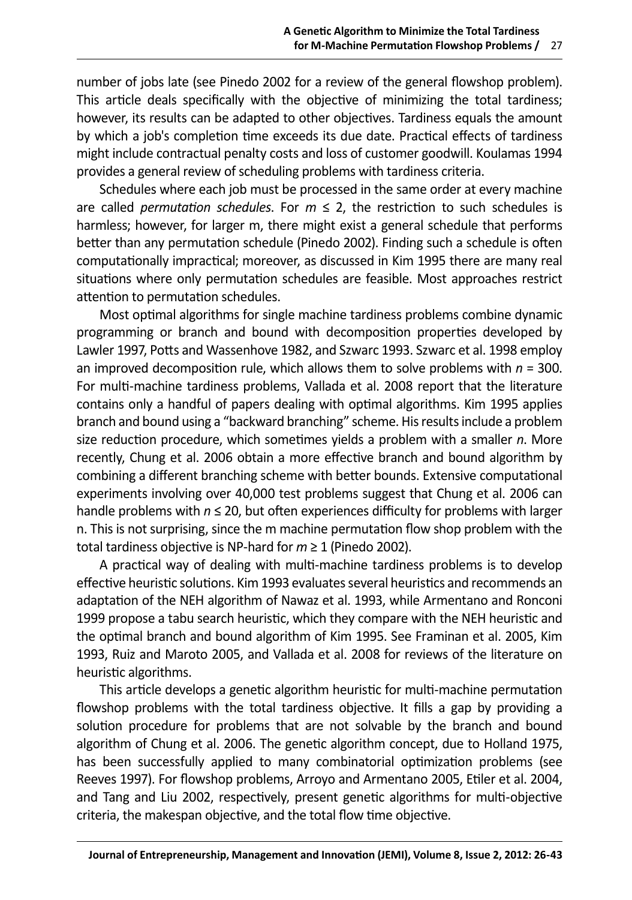number of jobs late (see Pinedo 2002 for a review of the general flowshop problem). This article deals specifically with the objective of minimizing the total tardiness; however, its results can be adapted to other objectives. Tardiness equals the amount by which a job's completion time exceeds its due date. Practical effects of tardiness might include contractual penalty costs and loss of customer goodwill. Koulamas 1994 provides a general review of scheduling problems with tardiness criteria.

Schedules where each job must be processed in the same order at every machine are called *permutation schedules*. For $m \leq 2$, the restriction to such schedules is harmless; however, for larger m, there might exist a general schedule that performs better than any permutation schedule (Pinedo 2002). Finding such a schedule is often computationally impractical; moreover, as discussed in Kim 1995 there are many real situations where only permutation schedules are feasible. Most approaches restrict attention to permutation schedules.

Most optimal algorithms for single machine tardiness problems combine dynamic programming or branch and bound with decomposition properties developed by Lawler 1997, Potts and Wassenhove 1982, and Szwarc 1993. Szwarc et al. 1998 employ an improved decomposition rule, which allows them to solve problems with $n = 300$. For multi-machine tardiness problems, Vallada et al. 2008 report that the literature contains only a handful of papers dealing with optimal algorithms. Kim 1995 applies branch and bound using a "backward branching" scheme. His results include a problem size reduction procedure, which sometimes yields a problem with a smaller $n$. More recently, Chung et al. 2006 obtain a more effective branch and bound algorithm by combining a different branching scheme with better bounds. Extensive computational experiments involving over 40,000 test problems suggest that Chung et al. 2006 can handle problems with $n \leq 20$, but often experiences difficulty for problems with larger n. This is not surprising, since the m machine permutation flow shop problem with the total tardiness objective is NP-hard for $m \geq 1$ (Pinedo 2002).

A practical way of dealing with multi-machine tardiness problems is to develop effective heuristic solutions. Kim 1993 evaluates several heuristics and recommends an adaptation of the NEH algorithm of Nawaz et al. 1993, while Armentano and Ronconi 1999 propose a tabu search heuristic, which they compare with the NEH heuristic and the optimal branch and bound algorithm of Kim 1995. See Framinan et al. 2005, Kim 1993, Ruiz and Maroto 2005, and Vallada et al. 2008 for reviews of the literature on heuristic algorithms.

This article develops a genetic algorithm heuristic for multi-machine permutation flowshop problems with the total tardiness objective. It fills a gap by providing a solution procedure for problems that are not solvable by the branch and bound algorithm of Chung et al. 2006. The genetic algorithm concept, due to Holland 1975, has been successfully applied to many combinatorial optimization problems (see Reeves 1997). For flowshop problems, Arroyo and Armentano 2005, Etiler et al. 2004, and Tang and Liu 2002, respectively, present genetic algorithms for multi-objective criteria, the makespan objective, and the total flow time objective.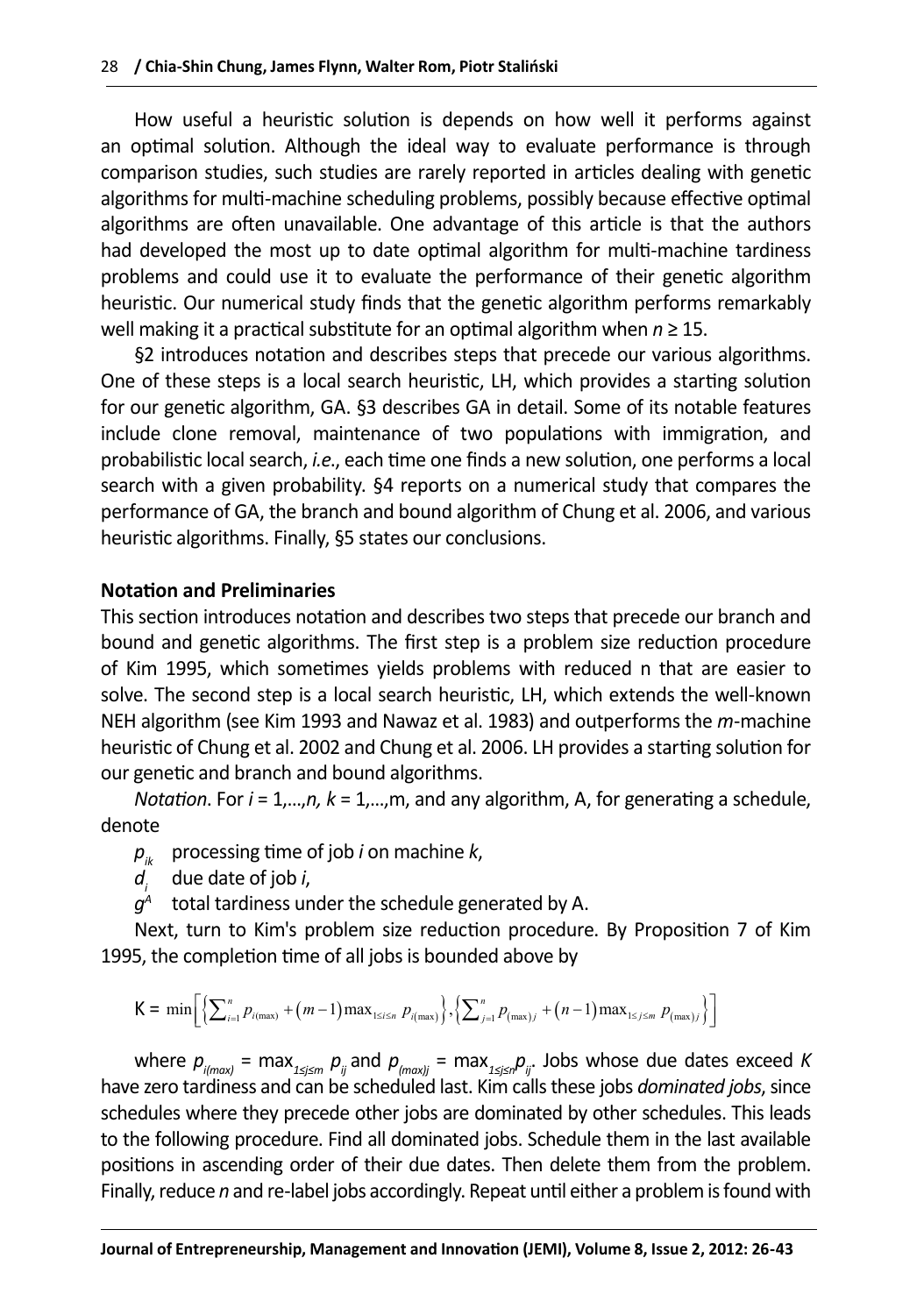How useful a heuristic solution is depends on how well it performs against an optimal solution. Although the ideal way to evaluate performance is through comparison studies, such studies are rarely reported in articles dealing with genetic algorithms for multi-machine scheduling problems, possibly because effective optimal algorithms are often unavailable. One advantage of this article is that the authors had developed the most up to date optimal algorithm for multi-machine tardiness problems and could use it to evaluate the performance of their genetic algorithm heuristic. Our numerical study finds that the genetic algorithm performs remarkably well making it a practical substitute for an optimal algorithm when $n \geq 15$.

§2 introduces notation and describes steps that precede our various algorithms. One of these steps is a local search heuristic, LH, which provides a starting solution for our genetic algorithm, GA. §3 describes GA in detail. Some of its notable features include clone removal, maintenance of two populations with immigration, and probabilistic local search, *i.e.*, each time one finds a new solution, one performs a local search with a given probability. §4 reports on a numerical study that compares the performance of GA, the branch and bound algorithm of Chung et al. 2006, and various heuristic algorithms. Finally, §5 states our conclusions.

## Notation and Preliminaries

This section introduces notation and describes two steps that precede our branch and bound and genetic algorithms. The first step is a problem size reduction procedure of Kim 1995, which sometimes yields problems with reduced n that are easier to solve. The second step is a local search heuristic, LH, which extends the well-known NEH algorithm (see Kim 1993 and Nawaz et al. 1983) and outperforms the *m*-machine heuristic of Chung et al. 2002 and Chung et al. 2006. LH provides a starting solution for our genetic and branch and bound algorithms.

*Notation*. For $i = 1,\ldots,n$, $k = 1,\ldots,m$, and any algorithm, A, for generating a schedule, denote

$p_{ik}$ processing time of job *i* on machine *k*,

$d_i$ due date of job *i*,

$g^A$ total tardiness under the schedule generated by A.

Next, turn to Kim's problem size reduction procedure. By Proposition 7 of Kim 1995, the completion time of all jobs is bounded above by

$$K = \min\left[\left\{\sum_{i=1}^{n} p_{i(\max)} + (m-1)\max_{1\le i\le n} p_{i(\max)}\right\}, \left\{\sum_{j=1}^{n} p_{(\max)j} + (n-1)\max_{1\le j\le m} p_{(\max)j}\right\}\right]$$

where $p_{i(max)} = \max_{1\le j\le m} p_{ij}$ and $p_{(max)j} = \max_{1\le j\le n} p_{ij}$. Jobs whose due dates exceed *K* have zero tardiness and can be scheduled last. Kim calls these jobs *dominated jobs*, since schedules where they precede other jobs are dominated by other schedules. This leads to the following procedure. Find all dominated jobs. Schedule them in the last available positions in ascending order of their due dates. Then delete them from the problem. Finally, reduce *n* and re-label jobs accordingly. Repeat until either a problem is found with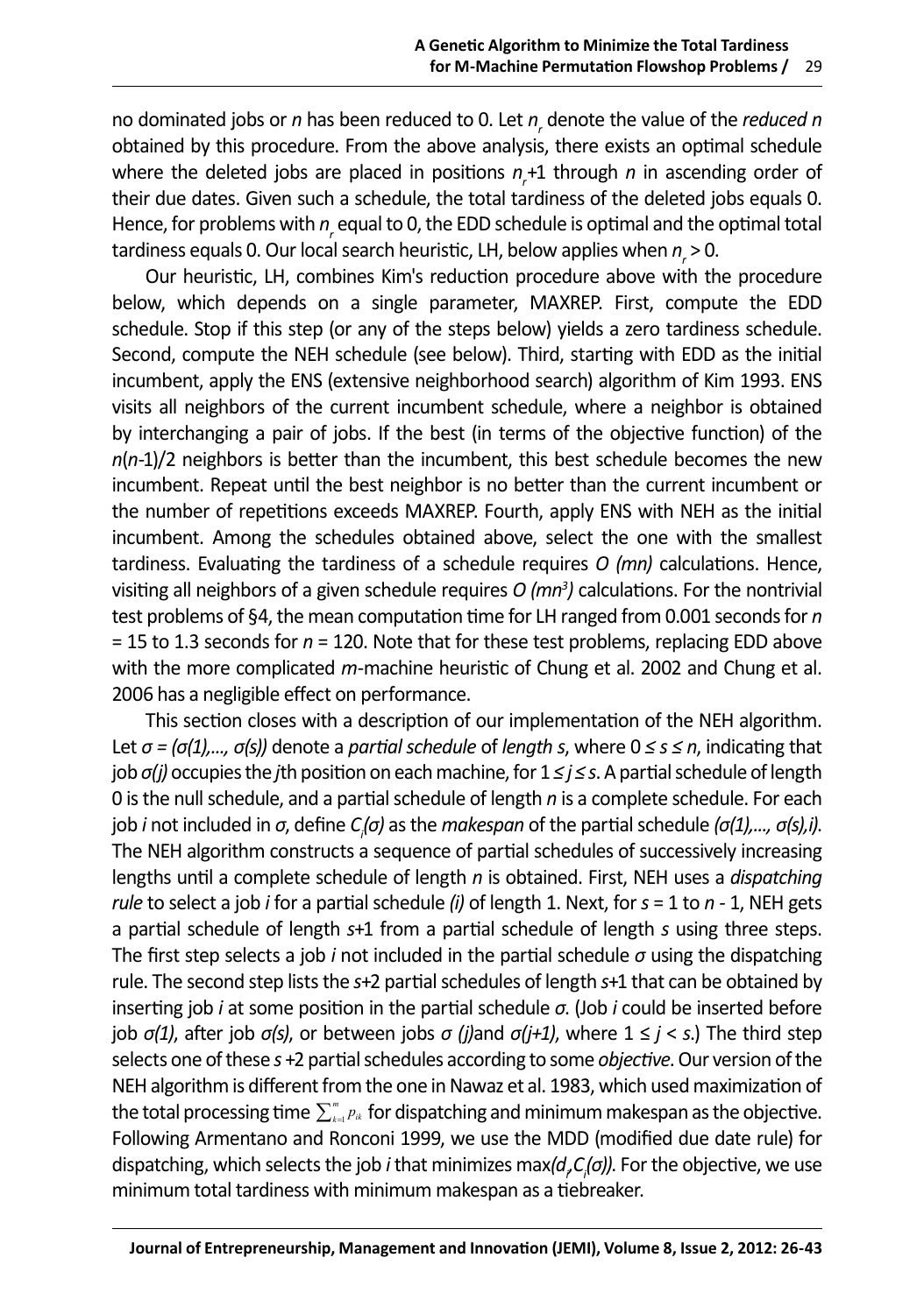no dominated jobs or $n$ has been reduced to 0. Let $n_r$ denote the value of the *reduced n* obtained by this procedure. From the above analysis, there exists an optimal schedule where the deleted jobs are placed in positions $n_r$+1 through $n$ in ascending order of their due dates. Given such a schedule, the total tardiness of the deleted jobs equals 0. Hence, for problems with $n_r$ equal to 0, the EDD schedule is optimal and the optimal total tardiness equals 0. Our local search heuristic, LH, below applies when $n_r > 0$.

Our heuristic, LH, combines Kim's reduction procedure above with the procedure below, which depends on a single parameter, MAXREP. First, compute the EDD schedule. Stop if this step (or any of the steps below) yields a zero tardiness schedule. Second, compute the NEH schedule (see below). Third, starting with EDD as the initial incumbent, apply the ENS (extensive neighborhood search) algorithm of Kim 1993. ENS visits all neighbors of the current incumbent schedule, where a neighbor is obtained by interchanging a pair of jobs. If the best (in terms of the objective function) of the $n(n$-1)/2 neighbors is better than the incumbent, this best schedule becomes the new incumbent. Repeat until the best neighbor is no better than the current incumbent or the number of repetitions exceeds MAXREP. Fourth, apply ENS with NEH as the initial incumbent. Among the schedules obtained above, select the one with the smallest tardiness. Evaluating the tardiness of a schedule requires $O(mn)$ calculations. Hence, visiting all neighbors of a given schedule requires $O(mn^3)$ calculations. For the nontrivial test problems of §4, the mean computation time for LH ranged from 0.001 seconds for $n$ = 15 to 1.3 seconds for $n$ = 120. Note that for these test problems, replacing EDD above with the more complicated $m$-machine heuristic of Chung et al. 2002 and Chung et al. 2006 has a negligible effect on performance.

This section closes with a description of our implementation of the NEH algorithm. Let $\sigma = (\sigma(1),\ldots, \sigma(s))$ denote a *partial schedule* of *length s*, where $0 \le s \le n$, indicating that job $\sigma(j)$ occupies the $j$th position on each machine, for $1 \le j \le s$. A partial schedule of length 0 is the null schedule, and a partial schedule of length $n$ is a complete schedule. For each job $i$ not included in $\sigma$, define $C_i(\sigma)$ as the *makespan* of the partial schedule $(\sigma(1),\ldots, \sigma(s),i)$. The NEH algorithm constructs a sequence of partial schedules of successively increasing lengths until a complete schedule of length $n$ is obtained. First, NEH uses a *dispatching rule* to select a job $i$ for a partial schedule $(i)$ of length 1. Next, for $s$ = 1 to $n$ - 1, NEH gets a partial schedule of length $s$+1 from a partial schedule of length $s$ using three steps. The first step selects a job $i$ not included in the partial schedule $\sigma$ using the dispatching rule. The second step lists the $s$+2 partial schedules of length $s$+1 that can be obtained by inserting job $i$ at some position in the partial schedule $\sigma$. (Job $i$ could be inserted before job $\sigma(1)$, after job $\sigma(s)$, or between jobs $\sigma(j)$ and $\sigma(j+1)$, where $1 \le j < s$.) The third step selects one of these $s$+2 partial schedules according to some *objective*. Our version of the NEH algorithm is different from the one in Nawaz et al. 1983, which used maximization of the total processing time $\sum_{k=1}^{m} p_{ik}$ for dispatching and minimum makespan as the objective. Following Armentano and Ronconi 1999, we use the MDD (modified due date rule) for dispatching, which selects the job $i$ that minimizes $\max(d_i, C_i(\sigma))$. For the objective, we use minimum total tardiness with minimum makespan as a tiebreaker.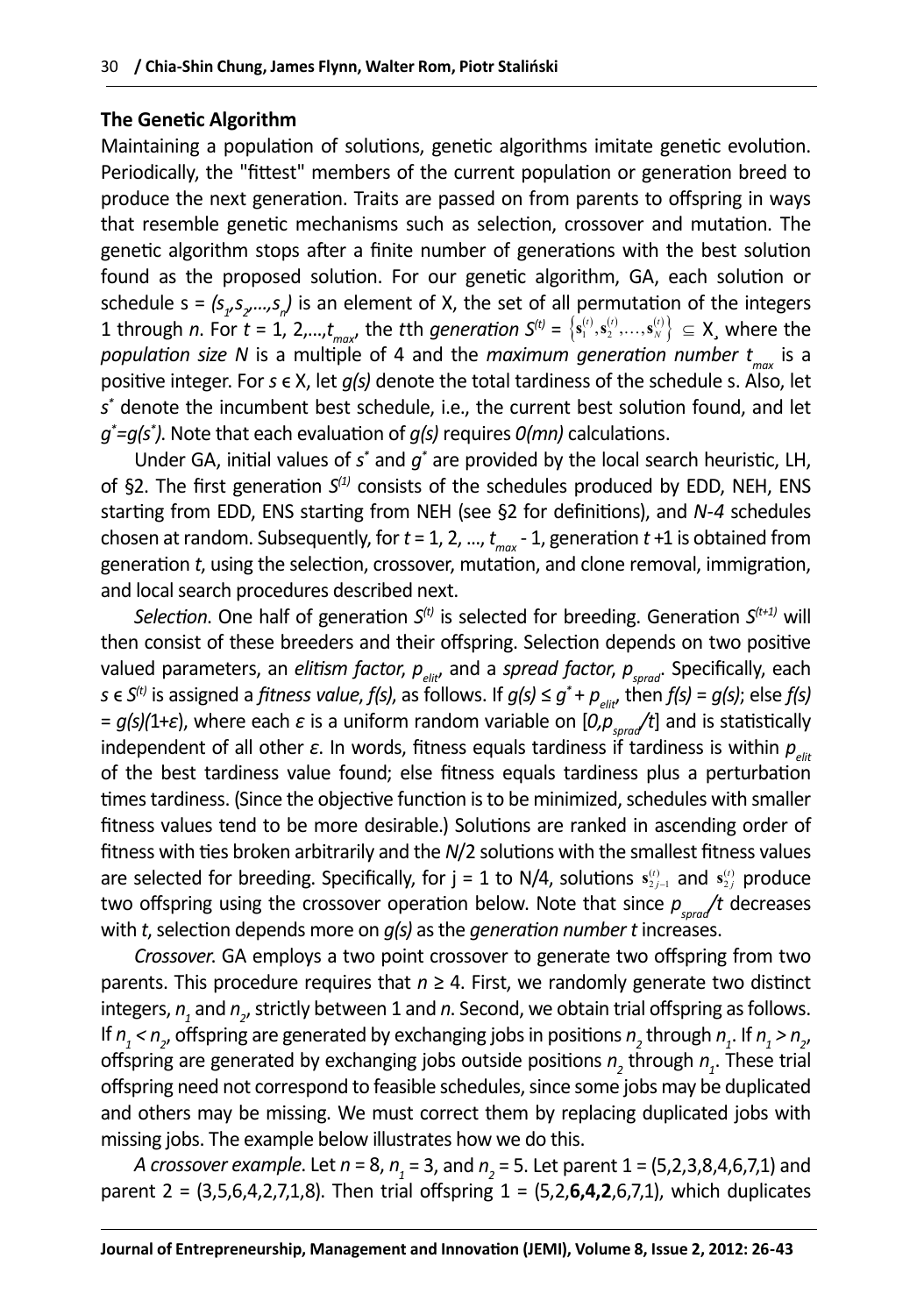### The Genetic Algorithm

Maintaining a population of solutions, genetic algorithms imitate genetic evolution. Periodically, the "fittest" members of the current population or generation breed to produce the next generation. Traits are passed on from parents to offspring in ways that resemble genetic mechanisms such as selection, crossover and mutation. The genetic algorithm stops after a finite number of generations with the best solution found as the proposed solution. For our genetic algorithm, GA, each solution or schedule $s = (s_1, s_2, \ldots, s_n)$ is an element of X, the set of all permutation of the integers 1 through $n$. For $t = 1, 2, \ldots, t_{max}$, the $t$th *generation* $S^{(t)} = \{\mathbf{s}_1^{(t)}, \mathbf{s}_2^{(t)}, \ldots, \mathbf{s}_N^{(t)}\} \subseteq$ X¸ where the *population size N* is a multiple of 4 and the *maximum generation number* $t_{max}$ is a positive integer. For $s \in X$, let $g(s)$ denote the total tardiness of the schedule s. Also, let $s^*$ denote the incumbent best schedule, i.e., the current best solution found, and let $g^* = g(s^*)$. Note that each evaluation of $g(s)$ requires $O(mn)$ calculations.

Under GA, initial values of $s^*$ and $g^*$ are provided by the local search heuristic, LH, of §2. The first generation $S^{(1)}$ consists of the schedules produced by EDD, NEH, ENS starting from EDD, ENS starting from NEH (see §2 for definitions), and $N$-4 schedules chosen at random. Subsequently, for $t = 1, 2, \ldots, t_{max} - 1$, generation $t+1$ is obtained from generation $t$, using the selection, crossover, mutation, and clone removal, immigration, and local search procedures described next.

*Selection.* One half of generation $S^{(t)}$ is selected for breeding. Generation $S^{(t+1)}$ will then consist of these breeders and their offspring. Selection depends on two positive valued parameters, an *elitism factor*, $p_{elit}$, and a *spread factor*, $p_{sprad}$. Specifically, each $s \in S^{(t)}$ is assigned a *fitness value*, $f(s)$, as follows. If $g(s) \leq g^* + p_{elit}$, then $f(s) = g(s)$; else $f(s) = g(s)(1+\varepsilon)$, where each $\varepsilon$ is a uniform random variable on $[0, p_{sprad}/t]$ and is statistically independent of all other $\varepsilon$. In words, fitness equals tardiness if tardiness is within $p_{elit}$ of the best tardiness value found; else fitness equals tardiness plus a perturbation times tardiness. (Since the objective function is to be minimized, schedules with smaller fitness values tend to be more desirable.) Solutions are ranked in ascending order of fitness with ties broken arbitrarily and the $N/2$ solutions with the smallest fitness values are selected for breeding. Specifically, for j = 1 to N/4, solutions $\mathbf{s}_{2j-1}^{(t)}$ and $\mathbf{s}_{2j}^{(t)}$ produce two offspring using the crossover operation below. Note that since $p_{sprad}/t$ decreases with $t$, selection depends more on $g(s)$ as the *generation number t* increases.

*Crossover.* GA employs a two point crossover to generate two offspring from two parents. This procedure requires that $n \geq 4$. First, we randomly generate two distinct integers, $n_1$ and $n_2$, strictly between 1 and $n$. Second, we obtain trial offspring as follows. If $n_1 < n_2$, offspring are generated by exchanging jobs in positions $n_2$ through $n_1$. If $n_1 > n_2$, offspring are generated by exchanging jobs outside positions $n_2$ through $n_1$. These trial offspring need not correspond to feasible schedules, since some jobs may be duplicated and others may be missing. We must correct them by replacing duplicated jobs with missing jobs. The example below illustrates how we do this.

*A crossover example*. Let $n = 8$, $n_1 = 3$, and $n_2 = 5$. Let parent 1 = (5,2,3,8,4,6,7,1) and parent 2 = (3,5,6,4,2,7,1,8). Then trial offspring 1 = (5,2,**6,4,2**,6,7,1), which duplicates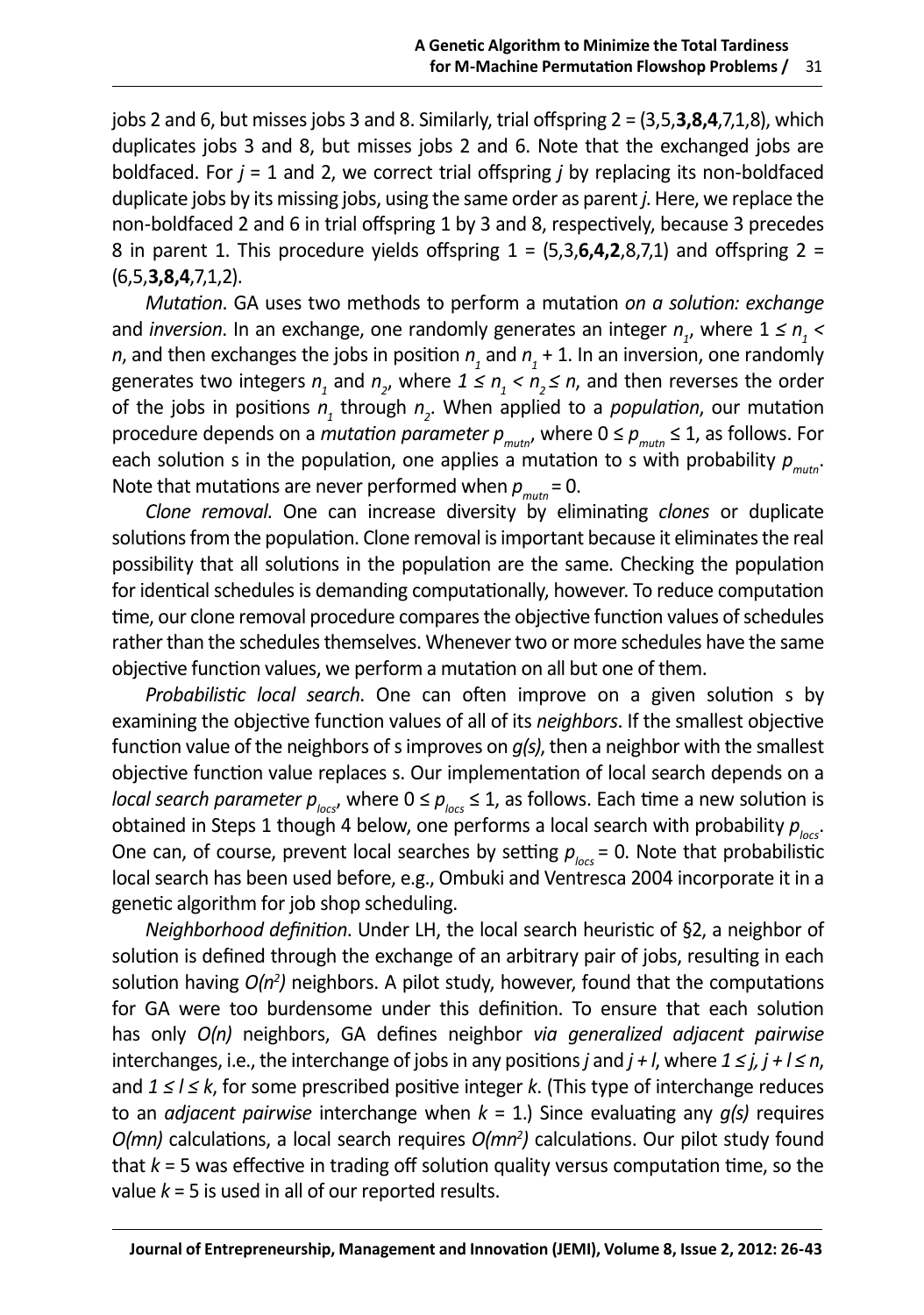jobs 2 and 6, but misses jobs 3 and 8. Similarly, trial offspring 2 = (3,5,**3,8,4**,7,1,8), which duplicates jobs 3 and 8, but misses jobs 2 and 6. Note that the exchanged jobs are boldfaced. For $j$ = 1 and 2, we correct trial offspring $j$ by replacing its non-boldfaced duplicate jobs by its missing jobs, using the same order as parent $j$. Here, we replace the non-boldfaced 2 and 6 in trial offspring 1 by 3 and 8, respectively, because 3 precedes 8 in parent 1. This procedure yields offspring 1 = (5,3,**6,4,2**,8,7,1) and offspring 2 = (6,5,**3,8,4**,7,1,2).

*Mutation*. GA uses two methods to perform a mutation *on a solution: exchange* and *inversion*. In an exchange, one randomly generates an integer $n_1$, where $1 \le n_1 < n$, and then exchanges the jobs in position $n_1$ and $n_1 + 1$. In an inversion, one randomly generates two integers $n_1$ and $n_2$, where $1 \le n_1 < n_2 \le n$, and then reverses the order of the jobs in positions $n_1$ through $n_2$. When applied to a *population*, our mutation procedure depends on a *mutation parameter* $p_{mutn}$, where $0 \le p_{mutn} \le 1$, as follows. For each solution s in the population, one applies a mutation to s with probability $p_{mutn}$. Note that mutations are never performed when $p_{mutn} = 0$.

*Clone removal*. One can increase diversity by eliminating *clones* or duplicate solutions from the population. Clone removal is important because it eliminates the real possibility that all solutions in the population are the same. Checking the population for identical schedules is demanding computationally, however. To reduce computation time, our clone removal procedure compares the objective function values of schedules rather than the schedules themselves. Whenever two or more schedules have the same objective function values, we perform a mutation on all but one of them.

*Probabilistic local search*. One can often improve on a given solution s by examining the objective function values of all of its *neighbors*. If the smallest objective function value of the neighbors of s improves on $g(s)$, then a neighbor with the smallest objective function value replaces s. Our implementation of local search depends on a *local search parameter* $p_{locs}$, where $0 \le p_{locs} \le 1$, as follows. Each time a new solution is obtained in Steps 1 though 4 below, one performs a local search with probability $p_{locs}$. One can, of course, prevent local searches by setting $p_{locs} = 0$. Note that probabilistic local search has been used before, e.g., Ombuki and Ventresca 2004 incorporate it in a genetic algorithm for job shop scheduling.

*Neighborhood definition*. Under LH, the local search heuristic of §2, a neighbor of solution is defined through the exchange of an arbitrary pair of jobs, resulting in each solution having $O(n^2)$ neighbors. A pilot study, however, found that the computations for GA were too burdensome under this definition. To ensure that each solution has only $O(n)$ neighbors, GA defines neighbor *via generalized adjacent pairwise* interchanges, i.e., the interchange of jobs in any positions $j$ and $j + l$, where $1 \le j,\ j + l \le n$, and $1 \le l \le k$, for some prescribed positive integer $k$. (This type of interchange reduces to an *adjacent pairwise* interchange when $k$ = 1.) Since evaluating any $g(s)$ requires $O(mn)$ calculations, a local search requires $O(mn^2)$ calculations. Our pilot study found that $k$ = 5 was effective in trading off solution quality versus computation time, so the value $k$ = 5 is used in all of our reported results.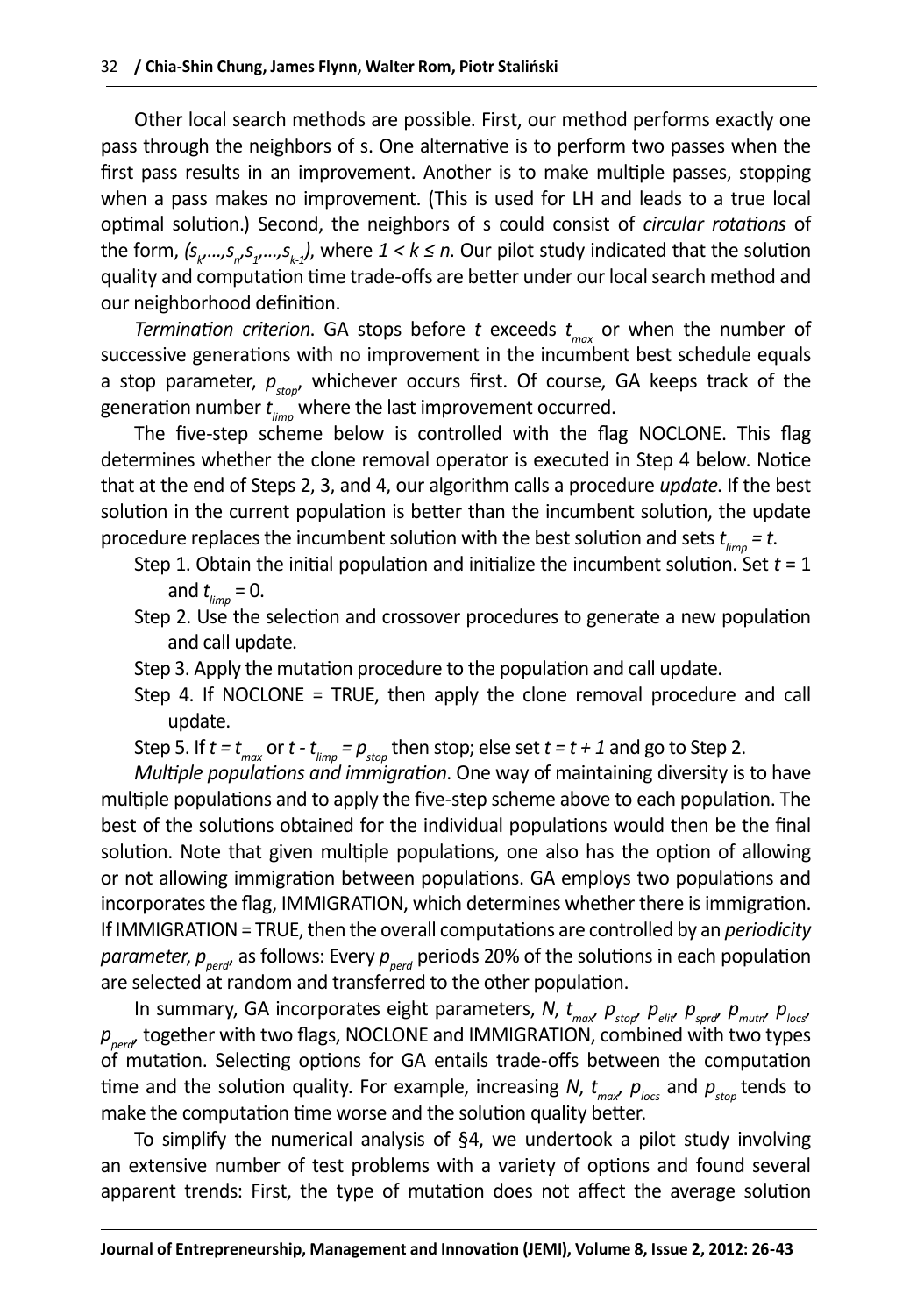Other local search methods are possible. First, our method performs exactly one pass through the neighbors of s. One alternative is to perform two passes when the first pass results in an improvement. Another is to make multiple passes, stopping when a pass makes no improvement. (This is used for LH and leads to a true local optimal solution.) Second, the neighbors of s could consist of *circular rotations* of the form, $(s_k,\ldots,s_n,s_1,\ldots,s_{k-1})$, where $1 < k \leq n$. Our pilot study indicated that the solution quality and computation time trade-offs are better under our local search method and our neighborhood definition.

*Termination criterion*. GA stops before $t$ exceeds $t_{max}$ or when the number of successive generations with no improvement in the incumbent best schedule equals a stop parameter, $p_{stop}$, whichever occurs first. Of course, GA keeps track of the generation number $t_{limp}$ where the last improvement occurred.

The five-step scheme below is controlled with the flag NOCLONE. This flag determines whether the clone removal operator is executed in Step 4 below. Notice that at the end of Steps 2, 3, and 4, our algorithm calls a procedure *update*. If the best solution in the current population is better than the incumbent solution, the update procedure replaces the incumbent solution with the best solution and sets $t_{limp} = t$.

Step 1. Obtain the initial population and initialize the incumbent solution. Set $t = 1$ and $t_{limp} = 0$.

Step 2. Use the selection and crossover procedures to generate a new population and call update.

Step 3. Apply the mutation procedure to the population and call update.

Step 4. If NOCLONE = TRUE, then apply the clone removal procedure and call update.

Step 5. If $t = t_{max}$ or $t - t_{limp} = p_{stop}$ then stop; else set $t = t + 1$ and go to Step 2.

*Multiple populations and immigration*. One way of maintaining diversity is to have multiple populations and to apply the five-step scheme above to each population. The best of the solutions obtained for the individual populations would then be the final solution. Note that given multiple populations, one also has the option of allowing or not allowing immigration between populations. GA employs two populations and incorporates the flag, IMMIGRATION, which determines whether there is immigration. If IMMIGRATION = TRUE, then the overall computations are controlled by an *periodicity parameter*, $p_{perd}$, as follows: Every $p_{perd}$ periods 20% of the solutions in each population are selected at random and transferred to the other population.

In summary, GA incorporates eight parameters, $N$, $t_{max}$, $p_{stop}$, $p_{elit}$, $p_{sprd}$, $p_{mutn}$, $p_{locs}$, $p_{perd}$, together with two flags, NOCLONE and IMMIGRATION, combined with two types of mutation. Selecting options for GA entails trade-offs between the computation time and the solution quality. For example, increasing $N$, $t_{max}$, $p_{locs}$ and $p_{stop}$ tends to make the computation time worse and the solution quality better.

To simplify the numerical analysis of §4, we undertook a pilot study involving an extensive number of test problems with a variety of options and found several apparent trends: First, the type of mutation does not affect the average solution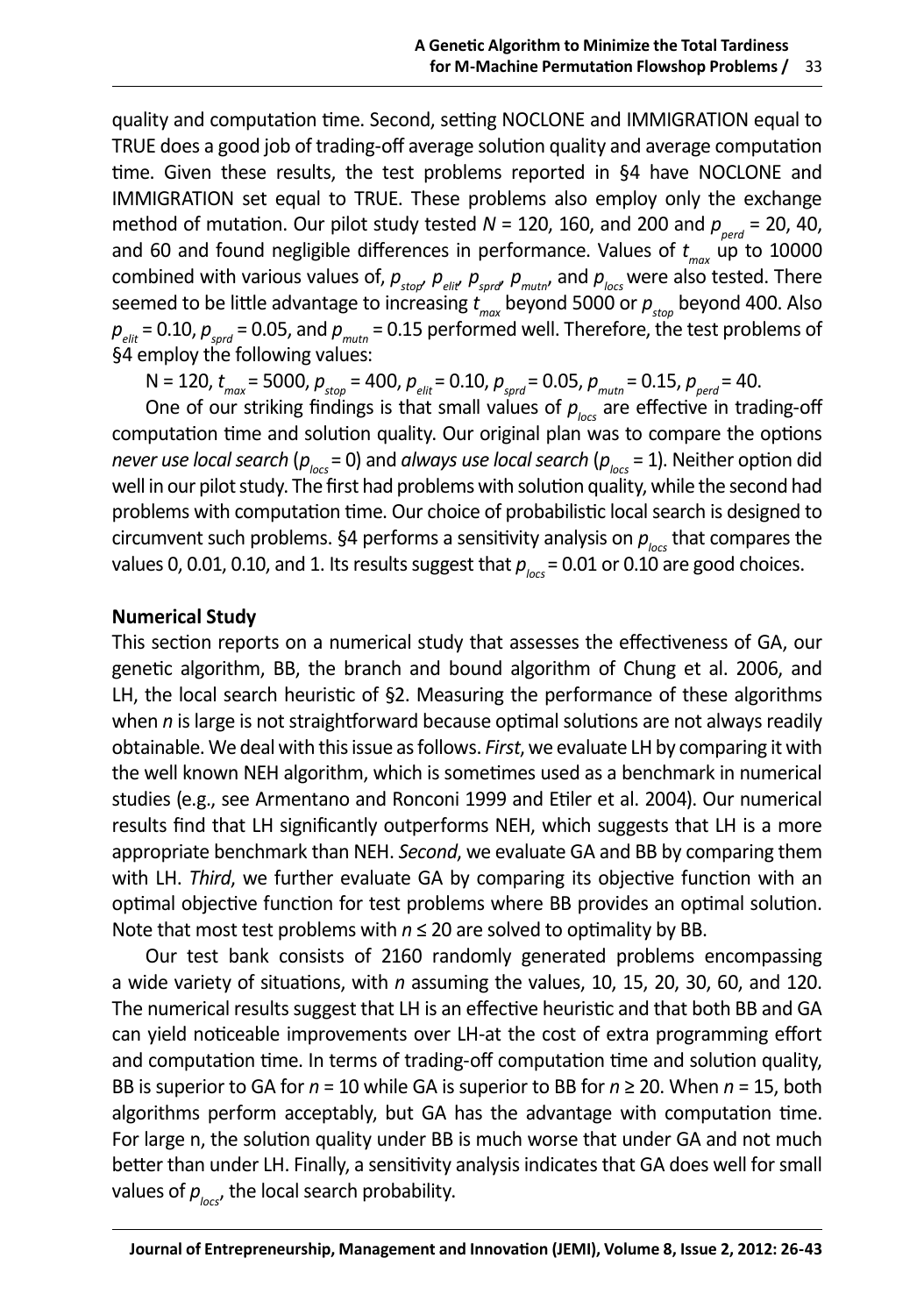quality and computation time. Second, setting NOCLONE and IMMIGRATION equal to TRUE does a good job of trading-off average solution quality and average computation time. Given these results, the test problems reported in §4 have NOCLONE and IMMIGRATION set equal to TRUE. These problems also employ only the exchange method of mutation. Our pilot study tested $N$ = 120, 160, and 200 and $p_{perd}$ = 20, 40, and 60 and found negligible differences in performance. Values of $t_{max}$ up to 10000 combined with various values of, $p_{stop}$, $p_{elit}$, $p_{sprd}$, $p_{mutn}$, and $p_{locs}$ were also tested. There seemed to be little advantage to increasing $t_{max}$ beyond 5000 or $p_{stop}$ beyond 400. Also $p_{elit}$ = 0.10, $p_{sprd}$ = 0.05, and $p_{mutn}$ = 0.15 performed well. Therefore, the test problems of §4 employ the following values:

N = 120, $t_{max}$ = 5000, $p_{stop}$ = 400, $p_{elit}$ = 0.10, $p_{sprd}$ = 0.05, $p_{mutn}$ = 0.15, $p_{perd}$ = 40.

One of our striking findings is that small values of $p_{locs}$ are effective in trading-off computation time and solution quality. Our original plan was to compare the options *never use local search* ($p_{locs}$ = 0) and *always use local search* ($p_{locs}$ = 1). Neither option did well in our pilot study. The first had problems with solution quality, while the second had problems with computation time. Our choice of probabilistic local search is designed to circumvent such problems. §4 performs a sensitivity analysis on $p_{locs}$ that compares the values 0, 0.01, 0.10, and 1. Its results suggest that $p_{locs}$ = 0.01 or 0.10 are good choices.

## Numerical Study

This section reports on a numerical study that assesses the effectiveness of GA, our genetic algorithm, BB, the branch and bound algorithm of Chung et al. 2006, and LH, the local search heuristic of §2. Measuring the performance of these algorithms when $n$ is large is not straightforward because optimal solutions are not always readily obtainable. We deal with this issue as follows. *First*, we evaluate LH by comparing it with the well known NEH algorithm, which is sometimes used as a benchmark in numerical studies (e.g., see Armentano and Ronconi 1999 and Etiler et al. 2004). Our numerical results find that LH significantly outperforms NEH, which suggests that LH is a more appropriate benchmark than NEH. *Second*, we evaluate GA and BB by comparing them with LH. *Third*, we further evaluate GA by comparing its objective function with an optimal objective function for test problems where BB provides an optimal solution. Note that most test problems with $n \leq 20$ are solved to optimality by BB.

Our test bank consists of 2160 randomly generated problems encompassing a wide variety of situations, with $n$ assuming the values, 10, 15, 20, 30, 60, and 120. The numerical results suggest that LH is an effective heuristic and that both BB and GA can yield noticeable improvements over LH-at the cost of extra programming effort and computation time. In terms of trading-off computation time and solution quality, BB is superior to GA for $n$ = 10 while GA is superior to BB for $n \geq 20$. When $n$ = 15, both algorithms perform acceptably, but GA has the advantage with computation time. For large n, the solution quality under BB is much worse that under GA and not much better than under LH. Finally, a sensitivity analysis indicates that GA does well for small values of $p_{locs}$, the local search probability.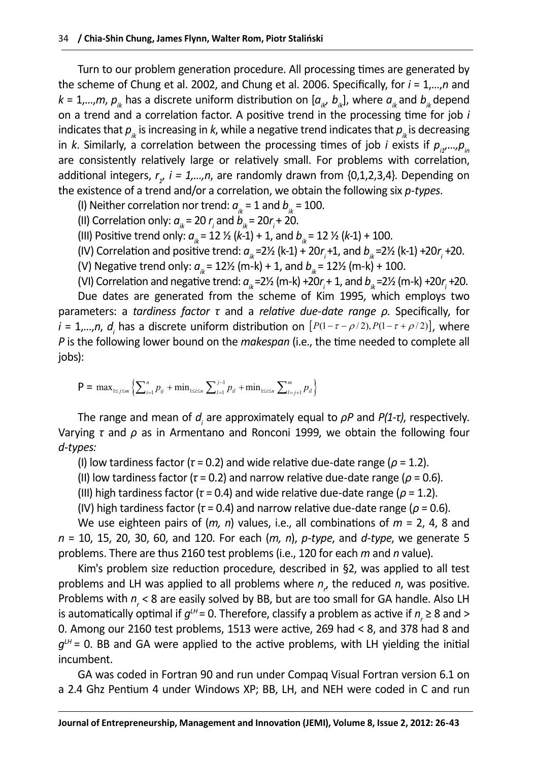Turn to our problem generation procedure. All processing times are generated by the scheme of Chung et al. 2002, and Chung et al. 2006. Specifically, for $i = 1,\ldots,n$ and $k = 1,\ldots,m$, $p_{ik}$ has a discrete uniform distribution on $[a_{ik}, b_{ik}]$, where $a_{ik}$ and $b_{ik}$ depend on a trend and a correlation factor. A positive trend in the processing time for job $i$ indicates that $p_{ik}$ is increasing in $k$, while a negative trend indicates that $p_{ik}$ is decreasing in $k$. Similarly, a correlation between the processing times of job $i$ exists if $p_{i1},\ldots,p_{in}$ are consistently relatively large or relatively small. For problems with correlation, additional integers, $r_i$, $i = 1,\ldots,n$, are randomly drawn from {0,1,2,3,4}. Depending on the existence of a trend and/or a correlation, we obtain the following six *p-types*.

(I) Neither correlation nor trend: $a_{ik} = 1$ and $b_{ik} = 100$.

(II) Correlation only: $a_{ik} = 20\,r_i$ and $b_{ik} = 20r_i + 20$.

(III) Positive trend only: $a_{ik} = 12\tfrac{1}{2}\,(k\text{-}1) + 1$, and $b_{ik} = 12\tfrac{1}{2}\,(k\text{-}1) + 100$.

(IV) Correlation and positive trend: $a_{ik} = 2\tfrac{1}{2}\,(k\text{-}1) + 20r_i + 1$, and $b_{ik} = 2\tfrac{1}{2}\,(k\text{-}1) + 20r_i + 20$.

(V) Negative trend only: $a_{ik} = 12\tfrac{1}{2}\,(m\text{-}k) + 1$, and $b_{ik} = 12\tfrac{1}{2}\,(m\text{-}k) + 100$.

(VI) Correlation and negative trend: $a_{ik} = 2\tfrac{1}{2}\,(m\text{-}k) + 20r_i + 1$, and $b_{ik} = 2\tfrac{1}{2}\,(m\text{-}k) + 20r_i + 20$.

Due dates are generated from the scheme of Kim 1995, which employs two parameters: a *tardiness factor* $\tau$ and a *relative due-date range* $\rho$. Specifically, for $i = 1,\ldots,n$, $d_i$ has a discrete uniform distribution on $[P(1-\tau-\rho/2), P(1-\tau+\rho/2)]$, where $P$ is the following lower bound on the *makespan* (i.e., the time needed to complete all jobs):

$$P = \max_{1\le j\le m}\left\{\sum_{i=1}^{n} p_{ij} + \min_{1\le i\le n}\sum_{l=1}^{j-1} p_{il} + \min_{1\le i\le n}\sum_{l=j+1}^{m} p_{il}\right\}$$

The range and mean of $d_i$ are approximately equal to $\rho P$ and $P(1\text{-}\tau)$, respectively. Varying $\tau$ and $\rho$ as in Armentano and Ronconi 1999, we obtain the following four *d-types:*

(I) low tardiness factor ($\tau = 0.2$) and wide relative due-date range ($\rho = 1.2$).

(II) low tardiness factor ($\tau = 0.2$) and narrow relative due-date range ($\rho = 0.6$).

(III) high tardiness factor ($\tau = 0.4$) and wide relative due-date range ($\rho = 1.2$).

(IV) high tardiness factor ($\tau = 0.4$) and narrow relative due-date range ($\rho = 0.6$).

We use eighteen pairs of $(m, n)$ values, i.e., all combinations of $m = 2$, 4, 8 and $n = 10$, 15, 20, 30, 60, and 120. For each $(m, n)$, *p-type*, and *d-type*, we generate 5 problems. There are thus 2160 test problems (i.e., 120 for each $m$ and $n$ value).

Kim's problem size reduction procedure, described in §2, was applied to all test problems and LH was applied to all problems where $n_r$, the reduced $n$, was positive. Problems with $n_r < 8$ are easily solved by BB, but are too small for GA handle. Also LH is automatically optimal if $g^{LH} = 0$. Therefore, classify a problem as active if $n_r \geq 8$ and > 0. Among our 2160 test problems, 1513 were active, 269 had < 8, and 378 had 8 and $g^{LH} = 0$. BB and GA were applied to the active problems, with LH yielding the initial incumbent.

GA was coded in Fortran 90 and run under Compaq Visual Fortran version 6.1 on a 2.4 Ghz Pentium 4 under Windows XP; BB, LH, and NEH were coded in C and run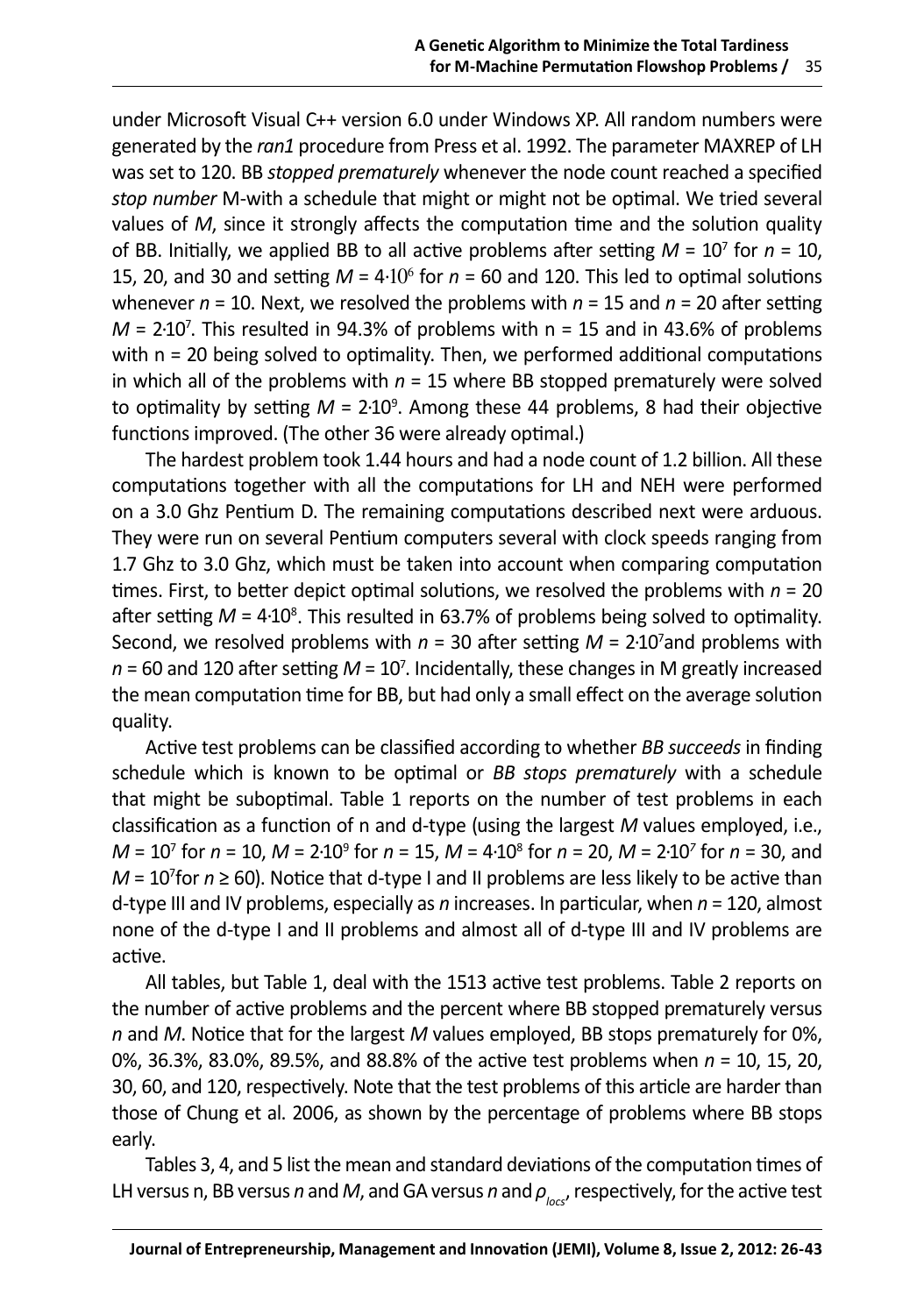under Microsoft Visual C++ version 6.0 under Windows XP. All random numbers were generated by the *ran1* procedure from Press et al. 1992. The parameter MAXREP of LH was set to 120. BB *stopped prematurely* whenever the node count reached a specified *stop number* M-with a schedule that might or might not be optimal. We tried several values of $M$, since it strongly affects the computation time and the solution quality of BB. Initially, we applied BB to all active problems after setting $M = 10^7$ for $n$ = 10, 15, 20, and 30 and setting $M = 4{\cdot}10^6$ for $n$ = 60 and 120. This led to optimal solutions whenever $n$ = 10. Next, we resolved the problems with $n$ = 15 and $n$ = 20 after setting $M = 2{\cdot}10^7$. This resulted in 94.3% of problems with n = 15 and in 43.6% of problems with n = 20 being solved to optimality. Then, we performed additional computations in which all of the problems with $n$ = 15 where BB stopped prematurely were solved to optimality by setting $M = 2{\cdot}10^9$. Among these 44 problems, 8 had their objective functions improved. (The other 36 were already optimal.)

The hardest problem took 1.44 hours and had a node count of 1.2 billion. All these computations together with all the computations for LH and NEH were performed on a 3.0 Ghz Pentium D. The remaining computations described next were arduous. They were run on several Pentium computers several with clock speeds ranging from 1.7 Ghz to 3.0 Ghz, which must be taken into account when comparing computation times. First, to better depict optimal solutions, we resolved the problems with $n$ = 20 after setting $M = 4{\cdot}10^8$. This resulted in 63.7% of problems being solved to optimality. Second, we resolved problems with $n$ = 30 after setting $M = 2{\cdot}10^7$and problems with $n$ = 60 and 120 after setting $M = 10^7$. Incidentally, these changes in M greatly increased the mean computation time for BB, but had only a small effect on the average solution quality.

Active test problems can be classified according to whether *BB succeeds* in finding schedule which is known to be optimal or *BB stops prematurely* with a schedule that might be suboptimal. Table 1 reports on the number of test problems in each classification as a function of n and d-type (using the largest $M$ values employed, i.e., $M = 10^7$ for $n$ = 10, $M = 2{\cdot}10^9$ for $n$ = 15, $M = 4{\cdot}10^8$ for $n$ = 20, $M = 2{\cdot}10^7$ for $n$ = 30, and $M = 10^7$for $n \geq 60$). Notice that d-type I and II problems are less likely to be active than d-type III and IV problems, especially as $n$ increases. In particular, when $n$ = 120, almost none of the d-type I and II problems and almost all of d-type III and IV problems are active.

All tables, but Table 1, deal with the 1513 active test problems. Table 2 reports on the number of active problems and the percent where BB stopped prematurely versus $n$ and $M$. Notice that for the largest $M$ values employed, BB stops prematurely for 0%, 0%, 36.3%, 83.0%, 89.5%, and 88.8% of the active test problems when $n$ = 10, 15, 20, 30, 60, and 120, respectively. Note that the test problems of this article are harder than those of Chung et al. 2006, as shown by the percentage of problems where BB stops early.

Tables 3, 4, and 5 list the mean and standard deviations of the computation times of LH versus n, BB versus $n$ and $M$, and GA versus $n$ and $\rho_{locs}$, respectively, for the active test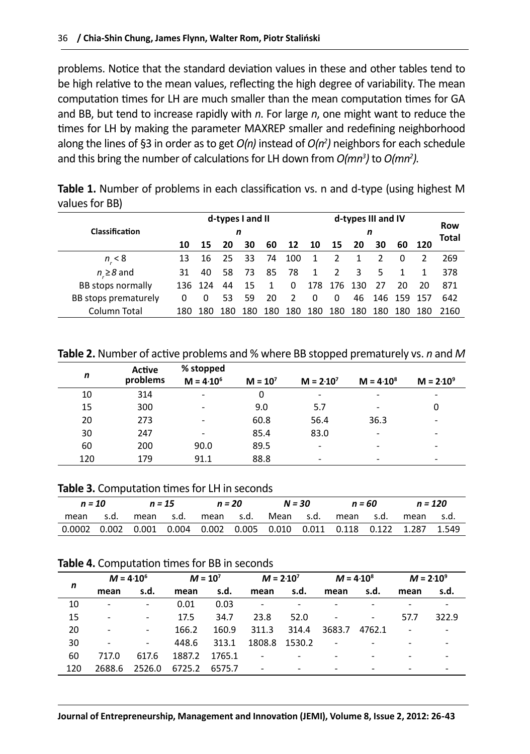problems. Notice that the standard deviation values in these and other tables tend to be high relative to the mean values, reflecting the high degree of variability. The mean computation times for LH are much smaller than the mean computation times for GA and BB, but tend to increase rapidly with *n*. For large *n*, one might want to reduce the times for LH by making the parameter MAXREP smaller and redefining neighborhood along the lines of §3 in order as to get $O(n)$ instead of $O(n^2)$ neighbors for each schedule and this bring the number of calculations for LH down from $O(mn^3)$ to $O(mn^2)$.

**Table 1.** Number of problems in each classification vs. n and d-type (using highest M values for BB)

| Classification | d-types I and II | | | | | | d-types III and IV | | | | | | Row Total |
|---|---|---|---|---|---|---|---|---|---|---|---|---|---|
| | *n* | | | | | | *n* | | | | | | |
| | 10 | 15 | 20 | 30 | 60 | 12 | 10 | 15 | 20 | 30 | 60 | 120 | |
| $n_r < 8$ | 13 | 16 | 25 | 33 | 74 | 100 | 1 | 2 | 1 | 2 | 0 | 2 | 269 |
| $n_r \geq 8$ and | 31 | 40 | 58 | 73 | 85 | 78 | 1 | 2 | 3 | 5 | 1 | 1 | 378 |
| BB stops normally | 136 | 124 | 44 | 15 | 1 | 0 | 178 | 176 | 130 | 27 | 20 | 20 | 871 |
| BB stops prematurely | 0 | 0 | 53 | 59 | 20 | 2 | 0 | 0 | 46 | 146 | 159 | 157 | 642 |
| Column Total | 180 | 180 | 180 | 180 | 180 | 180 | 180 | 180 | 180 | 180 | 180 | 180 | 2160 |

**Table 2.** Number of active problems and % where BB stopped prematurely vs. *n* and *M*

| *n* | Active problems | % stopped $M = 4{\cdot}10^6$ | $M = 10^7$ | $M = 2{\cdot}10^7$ | $M = 4{\cdot}10^8$ | $M = 2{\cdot}10^9$ |
|---|---|---|---|---|---|---|
| 10 | 314 | - | 0 | - | - | - |
| 15 | 300 | - | 9.0 | 5.7 | - | 0 |
| 20 | 273 | - | 60.8 | 56.4 | 36.3 | - |
| 30 | 247 | - | 85.4 | 83.0 | - | - |
| 60 | 200 | 90.0 | 89.5 | - | - | - |
| 120 | 179 | 91.1 | 88.8 | - | - | - |

**Table 3.** Computation times for LH in seconds

| *n = 10* | | *n = 15* | | *n = 20* | | *N = 30* | | *n = 60* | | *n = 120* | |
|---|---|---|---|---|---|---|---|---|---|---|---|
| mean | s.d. | mean | s.d. | mean | s.d. | Mean | s.d. | mean | s.d. | mean | s.d. |
| 0.0002 | 0.002 | 0.001 | 0.004 | 0.002 | 0.005 | 0.010 | 0.011 | 0.118 | 0.122 | 1.287 | 1.549 |

**Table 4.** Computation times for BB in seconds

| *n* | $M = 4{\cdot}10^6$ | | $M = 10^7$ | | $M = 2{\cdot}10^7$ | | $M = 4{\cdot}10^8$ | | $M = 2{\cdot}10^9$ | |
|---|---|---|---|---|---|---|---|---|---|---|
| | mean | s.d. | mean | s.d. | mean | s.d. | mean | s.d. | mean | s.d. |
| 10 | - | - | 0.01 | 0.03 | - | - | - | - | - | - |
| 15 | - | - | 17.5 | 34.7 | 23.8 | 52.0 | - | - | 57.7 | 322.9 |
| 20 | - | - | 166.2 | 160.9 | 311.3 | 314.4 | 3683.7 | 4762.1 | - | - |
| 30 | - | - | 448.6 | 313.1 | 1808.8 | 1530.2 | - | - | - | - |
| 60 | 717.0 | 617.6 | 1887.2 | 1765.1 | - | - | - | - | - | - |
| 120 | 2688.6 | 2526.0 | 6725.2 | 6575.7 | - | - | - | - | - | - |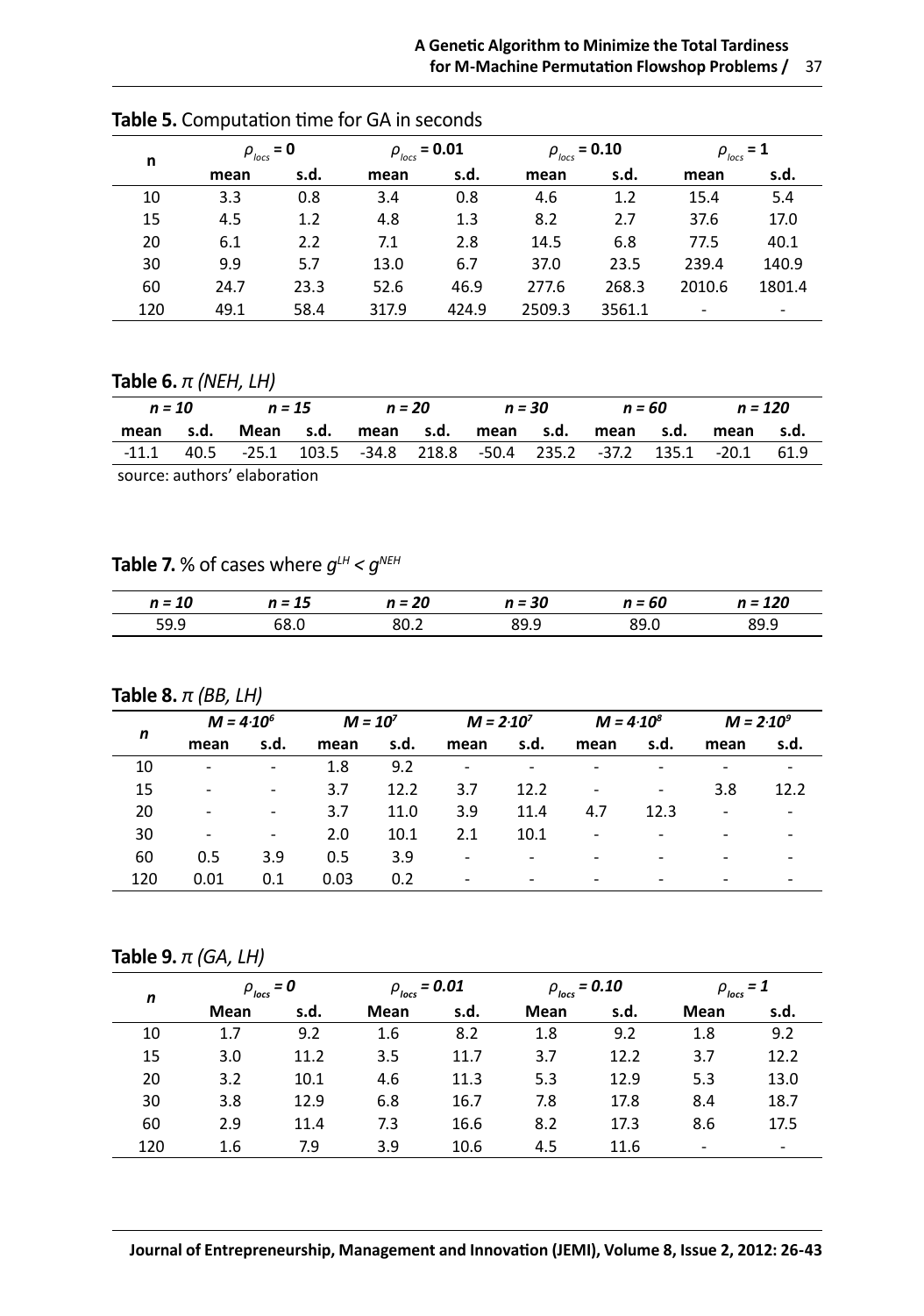**Table 5.** Computation time for GA in seconds

| n | $\rho_{locs}$ = 0 | | $\rho_{locs}$ = 0.01 | | $\rho_{locs}$ = 0.10 | | $\rho_{locs}$ = 1 | |
|---|---|---|---|---|---|---|---|---|
| | mean | s.d. | mean | s.d. | mean | s.d. | mean | s.d. |
| 10 | 3.3 | 0.8 | 3.4 | 0.8 | 4.6 | 1.2 | 15.4 | 5.4 |
| 15 | 4.5 | 1.2 | 4.8 | 1.3 | 8.2 | 2.7 | 37.6 | 17.0 |
| 20 | 6.1 | 2.2 | 7.1 | 2.8 | 14.5 | 6.8 | 77.5 | 40.1 |
| 30 | 9.9 | 5.7 | 13.0 | 6.7 | 37.0 | 23.5 | 239.4 | 140.9 |
| 60 | 24.7 | 23.3 | 52.6 | 46.9 | 277.6 | 268.3 | 2010.6 | 1801.4 |
| 120 | 49.1 | 58.4 | 317.9 | 424.9 | 2509.3 | 3561.1 | - | - |

**Table 6.** *π (NEH, LH)*

| *n = 10* | | *n = 15* | | *n = 20* | | *n = 30* | | *n = 60* | | *n = 120* | |
|---|---|---|---|---|---|---|---|---|---|---|---|
| mean | s.d. | Mean | s.d. | mean | s.d. | mean | s.d. | mean | s.d. | mean | s.d. |
| -11.1 | 40.5 | -25.1 | 103.5 | -34.8 | 218.8 | -50.4 | 235.2 | -37.2 | 135.1 | -20.1 | 61.9 |

source: authors' elaboration

**Table 7.** % of cases where $g^{LH} < g^{NEH}$

| *n = 10* | *n = 15* | *n = 20* | *n = 30* | *n = 60* | *n = 120* |
|---|---|---|---|---|---|
| 59.9 | 68.0 | 80.2 | 89.9 | 89.0 | 89.9 |

**Table 8.** *π (BB, LH)*

| *n* | $M = 4{\cdot}10^6$ | | $M = 10^7$ | | $M = 2{\cdot}10^7$ | | $M = 4{\cdot}10^8$ | | $M = 2{\cdot}10^9$ | |
|---|---|---|---|---|---|---|---|---|---|---|
| | mean | s.d. | mean | s.d. | mean | s.d. | mean | s.d. | mean | s.d. |
| 10 | - | - | 1.8 | 9.2 | - | - | - | - | - | - |
| 15 | - | - | 3.7 | 12.2 | 3.7 | 12.2 | - | - | 3.8 | 12.2 |
| 20 | - | - | 3.7 | 11.0 | 3.9 | 11.4 | 4.7 | 12.3 | - | - |
| 30 | - | - | 2.0 | 10.1 | 2.1 | 10.1 | - | - | - | - |
| 60 | 0.5 | 3.9 | 0.5 | 3.9 | - | - | - | - | - | - |
| 120 | 0.01 | 0.1 | 0.03 | 0.2 | - | - | - | - | - | - |

**Table 9.** *π (GA, LH)*

| *n* | $\rho_{locs}$ = 0 | | $\rho_{locs}$ = 0.01 | | $\rho_{locs}$ = 0.10 | | $\rho_{locs}$ = 1 | |
|---|---|---|---|---|---|---|---|---|
| | Mean | s.d. | Mean | s.d. | Mean | s.d. | Mean | s.d. |
| 10 | 1.7 | 9.2 | 1.6 | 8.2 | 1.8 | 9.2 | 1.8 | 9.2 |
| 15 | 3.0 | 11.2 | 3.5 | 11.7 | 3.7 | 12.2 | 3.7 | 12.2 |
| 20 | 3.2 | 10.1 | 4.6 | 11.3 | 5.3 | 12.9 | 5.3 | 13.0 |
| 30 | 3.8 | 12.9 | 6.8 | 16.7 | 7.8 | 17.8 | 8.4 | 18.7 |
| 60 | 2.9 | 11.4 | 7.3 | 16.6 | 8.2 | 17.3 | 8.6 | 17.5 |
| 120 | 1.6 | 7.9 | 3.9 | 10.6 | 4.5 | 11.6 | - | - |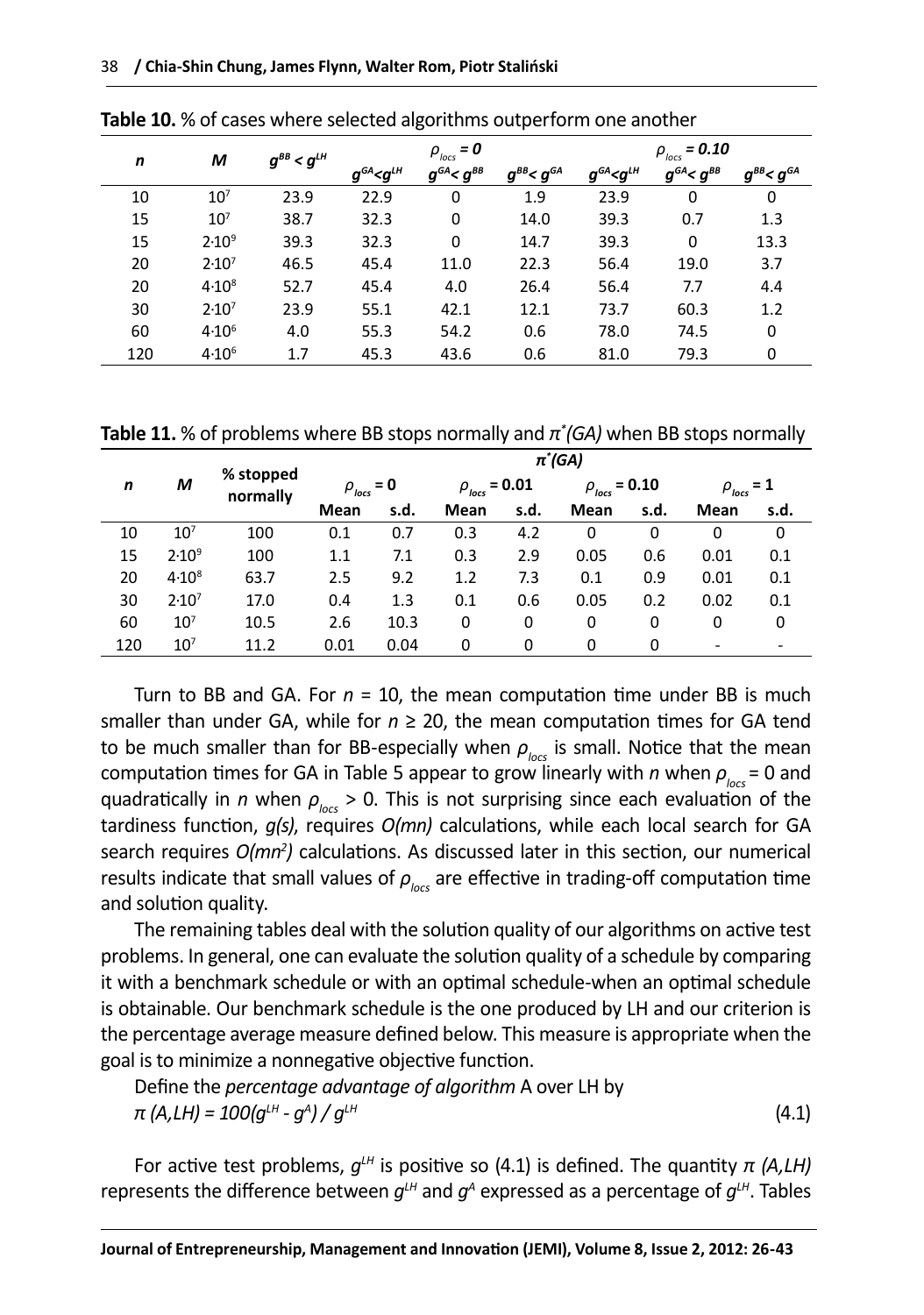**Table 10.** % of cases where selected algorithms outperform one another

| $n$ | $M$ | $g^{BB} < g^{LH}$ | $\rho_{locs} = 0$ | | | $\rho_{locs} = 0.10$ | | |
|---|---|---|---|---|---|---|---|---|
| | | | $g^{GA} < g^{LH}$ | $g^{GA} < g^{BB}$ | $g^{BB} < g^{GA}$ | $g^{GA} < g^{LH}$ | $g^{GA} < g^{BB}$ | $g^{BB} < g^{GA}$ |
| 10 | $10^7$ | 23.9 | 22.9 | 0 | 1.9 | 23.9 | 0 | 0 |
| 15 | $10^7$ | 38.7 | 32.3 | 0 | 14.0 | 39.3 | 0.7 | 1.3 |
| 15 | $2{\cdot}10^9$ | 39.3 | 32.3 | 0 | 14.7 | 39.3 | 0 | 13.3 |
| 20 | $2{\cdot}10^7$ | 46.5 | 45.4 | 11.0 | 22.3 | 56.4 | 19.0 | 3.7 |
| 20 | $4{\cdot}10^8$ | 52.7 | 45.4 | 4.0 | 26.4 | 56.4 | 7.7 | 4.4 |
| 30 | $2{\cdot}10^7$ | 23.9 | 55.1 | 42.1 | 12.1 | 73.7 | 60.3 | 1.2 |
| 60 | $4{\cdot}10^6$ | 4.0 | 55.3 | 54.2 | 0.6 | 78.0 | 74.5 | 0 |
| 120 | $4{\cdot}10^6$ | 1.7 | 45.3 | 43.6 | 0.6 | 81.0 | 79.3 | 0 |

**Table 11.** % of problems where BB stops normally and $\pi^*(GA)$ when BB stops normally

| $n$ | $M$ | % stopped normally | $\pi^*(GA)$ | | | | | | | |
|---|---|---|---|---|---|---|---|---|---|---|
| | | | $\rho_{locs} = 0$ | | $\rho_{locs} = 0.01$ | | $\rho_{locs} = 0.10$ | | $\rho_{locs} = 1$ | |
| | | | Mean | s.d. | Mean | s.d. | Mean | s.d. | Mean | s.d. |
| 10 | $10^7$ | 100 | 0.1 | 0.7 | 0.3 | 4.2 | 0 | 0 | 0 | 0 |
| 15 | $2{\cdot}10^9$ | 100 | 1.1 | 7.1 | 0.3 | 2.9 | 0.05 | 0.6 | 0.01 | 0.1 |
| 20 | $4{\cdot}10^8$ | 63.7 | 2.5 | 9.2 | 1.2 | 7.3 | 0.1 | 0.9 | 0.01 | 0.1 |
| 30 | $2{\cdot}10^7$ | 17.0 | 0.4 | 1.3 | 0.1 | 0.6 | 0.05 | 0.2 | 0.02 | 0.1 |
| 60 | $10^7$ | 10.5 | 2.6 | 10.3 | 0 | 0 | 0 | 0 | 0 | 0 |
| 120 | $10^7$ | 11.2 | 0.01 | 0.04 | 0 | 0 | 0 | 0 | - | - |

Turn to BB and GA. For $n = 10$, the mean computation time under BB is much smaller than under GA, while for $n \geq 20$, the mean computation times for GA tend to be much smaller than for BB-especially when $\rho_{locs}$ is small. Notice that the mean computation times for GA in Table 5 appear to grow linearly with $n$ when $\rho_{locs} = 0$ and quadratically in $n$ when $\rho_{locs} > 0$. This is not surprising since each evaluation of the tardiness function, $g(s)$, requires $O(mn)$ calculations, while each local search for GA search requires $O(mn^2)$ calculations. As discussed later in this section, our numerical results indicate that small values of $\rho_{locs}$ are effective in trading-off computation time and solution quality.

The remaining tables deal with the solution quality of our algorithms on active test problems. In general, one can evaluate the solution quality of a schedule by comparing it with a benchmark schedule or with an optimal schedule-when an optimal schedule is obtainable. Our benchmark schedule is the one produced by LH and our criterion is the percentage average measure defined below. This measure is appropriate when the goal is to minimize a nonnegative objective function.

Define the *percentage advantage of algorithm* A over LH by

$$\pi(A,LH) = 100(g^{LH} - g^{A}) / g^{LH} \tag{4.1}$$

For active test problems, $g^{LH}$ is positive so (4.1) is defined. The quantity $\pi(A,LH)$ represents the difference between $g^{LH}$ and $g^{A}$ expressed as a percentage of $g^{LH}$. Tables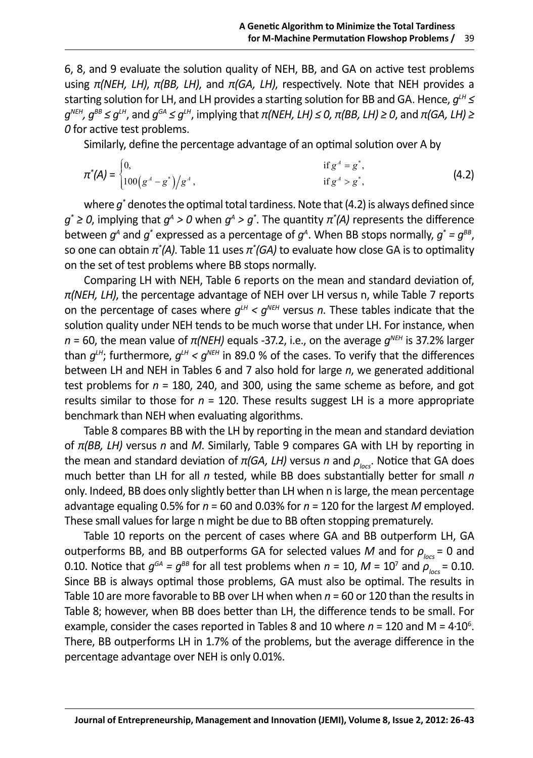6, 8, and 9 evaluate the solution quality of NEH, BB, and GA on active test problems using *π(NEH, LH)*, *π(BB, LH)*, and *π(GA, LH)*, respectively. Note that NEH provides a starting solution for LH, and LH provides a starting solution for BB and GA. Hence, $g^{LH} \leq g^{NEH}$, $g^{BB} \leq g^{LH}$, and $g^{GA} \leq g^{LH}$, implying that $\pi(NEH, LH) \leq 0$, $\pi(BB, LH) \geq 0$, and $\pi(GA, LH) \geq 0$ for active test problems.

Similarly, define the percentage advantage of an optimal solution over A by

$$\pi^*(A) = \begin{cases} 0, & \text{if } g^A = g^*, \\ 100\left(g^A - g^*\right)/g^A, & \text{if } g^A > g^*, \end{cases} \tag{4.2}$$

where $g^*$ denotes the optimal total tardiness. Note that (4.2) is always defined since $g^* \geq 0$, implying that $g^A > 0$ when $g^A > g^*$. The quantity $\pi^*(A)$ represents the difference between $g^A$ and $g^*$ expressed as a percentage of $g^A$. When BB stops normally, $g^* = g^{BB}$, so one can obtain $\pi^*(A)$. Table 11 uses $\pi^*(GA)$ to evaluate how close GA is to optimality on the set of test problems where BB stops normally.

Comparing LH with NEH, Table 6 reports on the mean and standard deviation of, *π(NEH, LH)*, the percentage advantage of NEH over LH versus n, while Table 7 reports on the percentage of cases where $g^{LH} < g^{NEH}$ versus $n$. These tables indicate that the solution quality under NEH tends to be much worse that under LH. For instance, when $n = 60$, the mean value of *π(NEH)* equals -37.2, i.e., on the average $g^{NEH}$ is 37.2% larger than $g^{LH}$; furthermore, $g^{LH} < g^{NEH}$ in 89.0 % of the cases. To verify that the differences between LH and NEH in Tables 6 and 7 also hold for large $n$, we generated additional test problems for $n$ = 180, 240, and 300, using the same scheme as before, and got results similar to those for $n$ = 120. These results suggest LH is a more appropriate benchmark than NEH when evaluating algorithms.

Table 8 compares BB with the LH by reporting in the mean and standard deviation of *π(BB, LH)* versus $n$ and $M$. Similarly, Table 9 compares GA with LH by reporting in the mean and standard deviation of *π(GA, LH)* versus $n$ and $\rho_{locs}$. Notice that GA does much better than LH for all $n$ tested, while BB does substantially better for small $n$ only. Indeed, BB does only slightly better than LH when n is large, the mean percentage advantage equaling 0.5% for $n$ = 60 and 0.03% for $n$ = 120 for the largest $M$ employed. These small values for large n might be due to BB often stopping prematurely.

Table 10 reports on the percent of cases where GA and BB outperform LH, GA outperforms BB, and BB outperforms GA for selected values $M$ and for $\rho_{locs}$ = 0 and 0.10. Notice that $g^{GA} = g^{BB}$ for all test problems when $n$ = 10, $M = 10^7$ and $\rho_{locs}$ = 0.10. Since BB is always optimal those problems, GA must also be optimal. The results in Table 10 are more favorable to BB over LH when when $n$ = 60 or 120 than the results in Table 8; however, when BB does better than LH, the difference tends to be small. For example, consider the cases reported in Tables 8 and 10 where $n$ = 120 and $M = 4{\cdot}10^6$. There, BB outperforms LH in 1.7% of the problems, but the average difference in the percentage advantage over NEH is only 0.01%.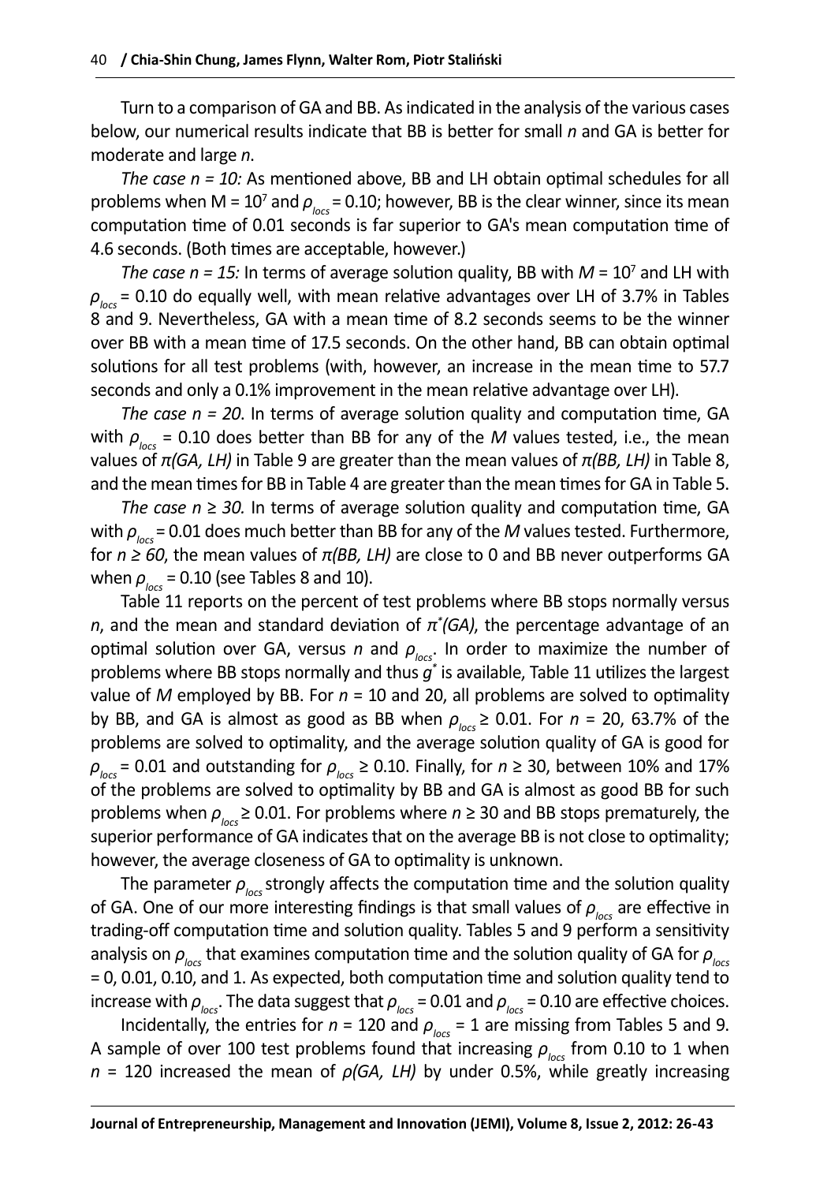Turn to a comparison of GA and BB. As indicated in the analysis of the various cases below, our numerical results indicate that BB is better for small $n$ and GA is better for moderate and large $n$.

*The case n = 10:* As mentioned above, BB and LH obtain optimal schedules for all problems when M = $10^7$ and $\rho_{locs}$ = 0.10; however, BB is the clear winner, since its mean computation time of 0.01 seconds is far superior to GA's mean computation time of 4.6 seconds. (Both times are acceptable, however.)

*The case n = 15:* In terms of average solution quality, BB with $M = 10^7$ and LH with $\rho_{locs}$ = 0.10 do equally well, with mean relative advantages over LH of 3.7% in Tables 8 and 9. Nevertheless, GA with a mean time of 8.2 seconds seems to be the winner over BB with a mean time of 17.5 seconds. On the other hand, BB can obtain optimal solutions for all test problems (with, however, an increase in the mean time to 57.7 seconds and only a 0.1% improvement in the mean relative advantage over LH).

*The case n = 20*. In terms of average solution quality and computation time, GA with $\rho_{locs}$ = 0.10 does better than BB for any of the $M$ values tested, i.e., the mean values of $\pi(GA, LH)$ in Table 9 are greater than the mean values of $\pi(BB, LH)$ in Table 8, and the mean times for BB in Table 4 are greater than the mean times for GA in Table 5.

*The case n ≥ 30.* In terms of average solution quality and computation time, GA with $\rho_{locs}$ = 0.01 does much better than BB for any of the $M$ values tested. Furthermore, for $n \geq 60$, the mean values of $\pi(BB, LH)$ are close to 0 and BB never outperforms GA when $\rho_{locs}$ = 0.10 (see Tables 8 and 10).

Table 11 reports on the percent of test problems where BB stops normally versus $n$, and the mean and standard deviation of $\pi^*(GA)$, the percentage advantage of an optimal solution over GA, versus $n$ and $\rho_{locs}$. In order to maximize the number of problems where BB stops normally and thus $g^*$ is available, Table 11 utilizes the largest value of $M$ employed by BB. For $n$ = 10 and 20, all problems are solved to optimality by BB, and GA is almost as good as BB when $\rho_{locs} \geq 0.01$. For $n$ = 20, 63.7% of the problems are solved to optimality, and the average solution quality of GA is good for $\rho_{locs}$ = 0.01 and outstanding for $\rho_{locs} \geq 0.10$. Finally, for $n \geq 30$, between 10% and 17% of the problems are solved to optimality by BB and GA is almost as good BB for such problems when $\rho_{locs} \geq 0.01$. For problems where $n \geq 30$ and BB stops prematurely, the superior performance of GA indicates that on the average BB is not close to optimality; however, the average closeness of GA to optimality is unknown.

The parameter $\rho_{locs}$ strongly affects the computation time and the solution quality of GA. One of our more interesting findings is that small values of $\rho_{locs}$ are effective in trading-off computation time and solution quality. Tables 5 and 9 perform a sensitivity analysis on $\rho_{locs}$ that examines computation time and the solution quality of GA for $\rho_{locs}$ = 0, 0.01, 0.10, and 1. As expected, both computation time and solution quality tend to increase with $\rho_{locs}$. The data suggest that $\rho_{locs}$ = 0.01 and $\rho_{locs}$ = 0.10 are effective choices.

Incidentally, the entries for $n$ = 120 and $\rho_{locs}$ = 1 are missing from Tables 5 and 9. A sample of over 100 test problems found that increasing $\rho_{locs}$ from 0.10 to 1 when $n$ = 120 increased the mean of $\rho(GA, LH)$ by under 0.5%, while greatly increasing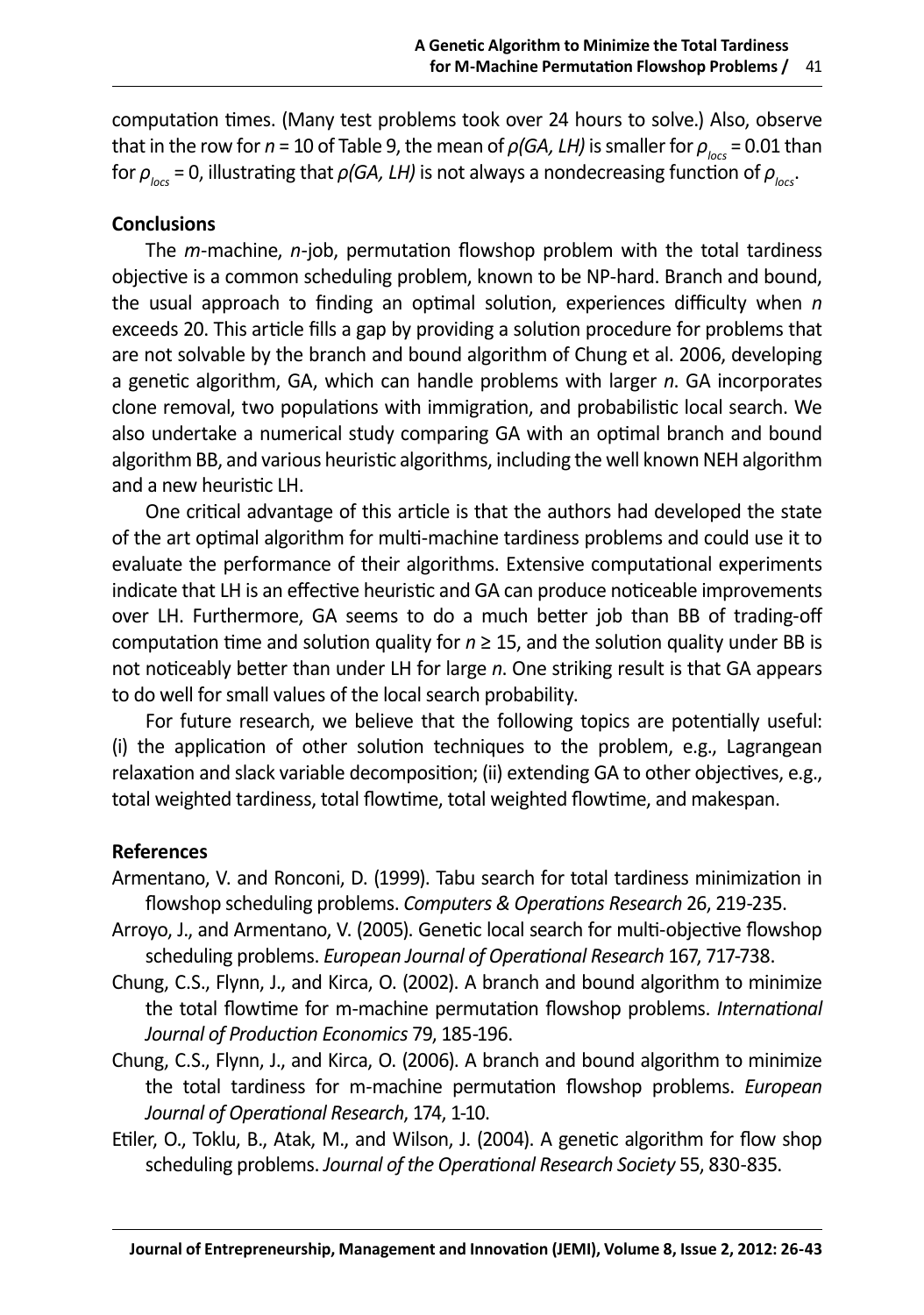computation times. (Many test problems took over 24 hours to solve.) Also, observe that in the row for $n = 10$ of Table 9, the mean of $\rho(GA, LH)$ is smaller for $\rho_{locs} = 0.01$ than for $\rho_{locs} = 0$, illustrating that $\rho(GA, LH)$ is not always a nondecreasing function of $\rho_{locs}$.

## Conclusions

The $m$-machine, $n$-job, permutation flowshop problem with the total tardiness objective is a common scheduling problem, known to be NP-hard. Branch and bound, the usual approach to finding an optimal solution, experiences difficulty when $n$ exceeds 20. This article fills a gap by providing a solution procedure for problems that are not solvable by the branch and bound algorithm of Chung et al. 2006, developing a genetic algorithm, GA, which can handle problems with larger $n$. GA incorporates clone removal, two populations with immigration, and probabilistic local search. We also undertake a numerical study comparing GA with an optimal branch and bound algorithm BB, and various heuristic algorithms, including the well known NEH algorithm and a new heuristic LH.

One critical advantage of this article is that the authors had developed the state of the art optimal algorithm for multi-machine tardiness problems and could use it to evaluate the performance of their algorithms. Extensive computational experiments indicate that LH is an effective heuristic and GA can produce noticeable improvements over LH. Furthermore, GA seems to do a much better job than BB of trading-off computation time and solution quality for $n \geq 15$, and the solution quality under BB is not noticeably better than under LH for large $n$. One striking result is that GA appears to do well for small values of the local search probability.

For future research, we believe that the following topics are potentially useful: (i) the application of other solution techniques to the problem, e.g., Lagrangean relaxation and slack variable decomposition; (ii) extending GA to other objectives, e.g., total weighted tardiness, total flowtime, total weighted flowtime, and makespan.

## References

Armentano, V. and Ronconi, D. (1999). Tabu search for total tardiness minimization in flowshop scheduling problems. *Computers & Operations Research* 26, 219-235.

Arroyo, J., and Armentano, V. (2005). Genetic local search for multi-objective flowshop scheduling problems. *European Journal of Operational Research* 167, 717-738.

Chung, C.S., Flynn, J., and Kirca, O. (2002). A branch and bound algorithm to minimize the total flowtime for m-machine permutation flowshop problems. *International Journal of Production Economics* 79, 185-196.

Chung, C.S., Flynn, J., and Kirca, O. (2006). A branch and bound algorithm to minimize the total tardiness for m-machine permutation flowshop problems. *European Journal of Operational Research*, 174, 1-10.

Etiler, O., Toklu, B., Atak, M., and Wilson, J. (2004). A genetic algorithm for flow shop scheduling problems. *Journal of the Operational Research Society* 55, 830-835.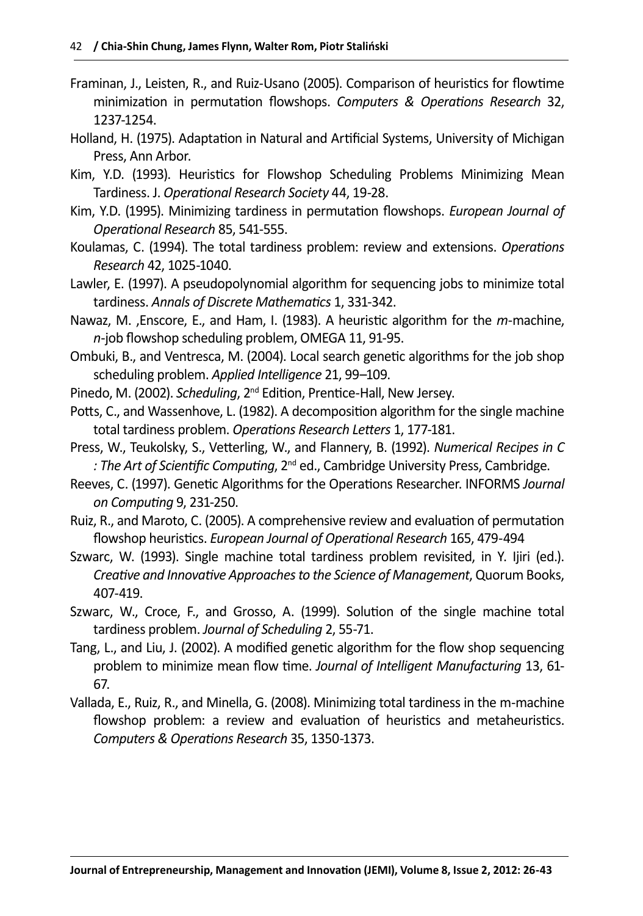Framinan, J., Leisten, R., and Ruiz-Usano (2005). Comparison of heuristics for flowtime minimization in permutation flowshops. *Computers & Operations Research* 32, 1237-1254.

Holland, H. (1975). Adaptation in Natural and Artificial Systems, University of Michigan Press, Ann Arbor.

Kim, Y.D. (1993). Heuristics for Flowshop Scheduling Problems Minimizing Mean Tardiness. J. *Operational Research Society* 44, 19-28.

Kim, Y.D. (1995). Minimizing tardiness in permutation flowshops. *European Journal of Operational Research* 85, 541-555.

Koulamas, C. (1994). The total tardiness problem: review and extensions. *Operations Research* 42, 1025-1040.

Lawler, E. (1997). A pseudopolynomial algorithm for sequencing jobs to minimize total tardiness. *Annals of Discrete Mathematics* 1, 331-342.

Nawaz, M. ,Enscore, E., and Ham, I. (1983). A heuristic algorithm for the *m*-machine, *n*-job flowshop scheduling problem, OMEGA 11, 91-95.

Ombuki, B., and Ventresca, M. (2004). Local search genetic algorithms for the job shop scheduling problem. *Applied Intelligence* 21, 99–109.

Pinedo, M. (2002). *Scheduling*, 2nd Edition, Prentice-Hall, New Jersey.

Potts, C., and Wassenhove, L. (1982). A decomposition algorithm for the single machine total tardiness problem. *Operations Research Letters* 1, 177-181.

Press, W., Teukolsky, S., Vetterling, W., and Flannery, B. (1992). *Numerical Recipes in C : The Art of Scientific Computing*, 2nd ed., Cambridge University Press, Cambridge.

Reeves, C. (1997). Genetic Algorithms for the Operations Researcher. INFORMS *Journal on Computing* 9, 231-250.

Ruiz, R., and Maroto, C. (2005). A comprehensive review and evaluation of permutation flowshop heuristics. *European Journal of Operational Research* 165, 479-494

Szwarc, W. (1993). Single machine total tardiness problem revisited, in Y. Ijiri (ed.). *Creative and Innovative Approaches to the Science of Management*, Quorum Books, 407-419.

Szwarc, W., Croce, F., and Grosso, A. (1999). Solution of the single machine total tardiness problem. *Journal of Scheduling* 2, 55-71.

Tang, L., and Liu, J. (2002). A modified genetic algorithm for the flow shop sequencing problem to minimize mean flow time. *Journal of Intelligent Manufacturing* 13, 61-67.

Vallada, E., Ruiz, R., and Minella, G. (2008). Minimizing total tardiness in the m-machine flowshop problem: a review and evaluation of heuristics and metaheuristics. *Computers & Operations Research* 35, 1350-1373.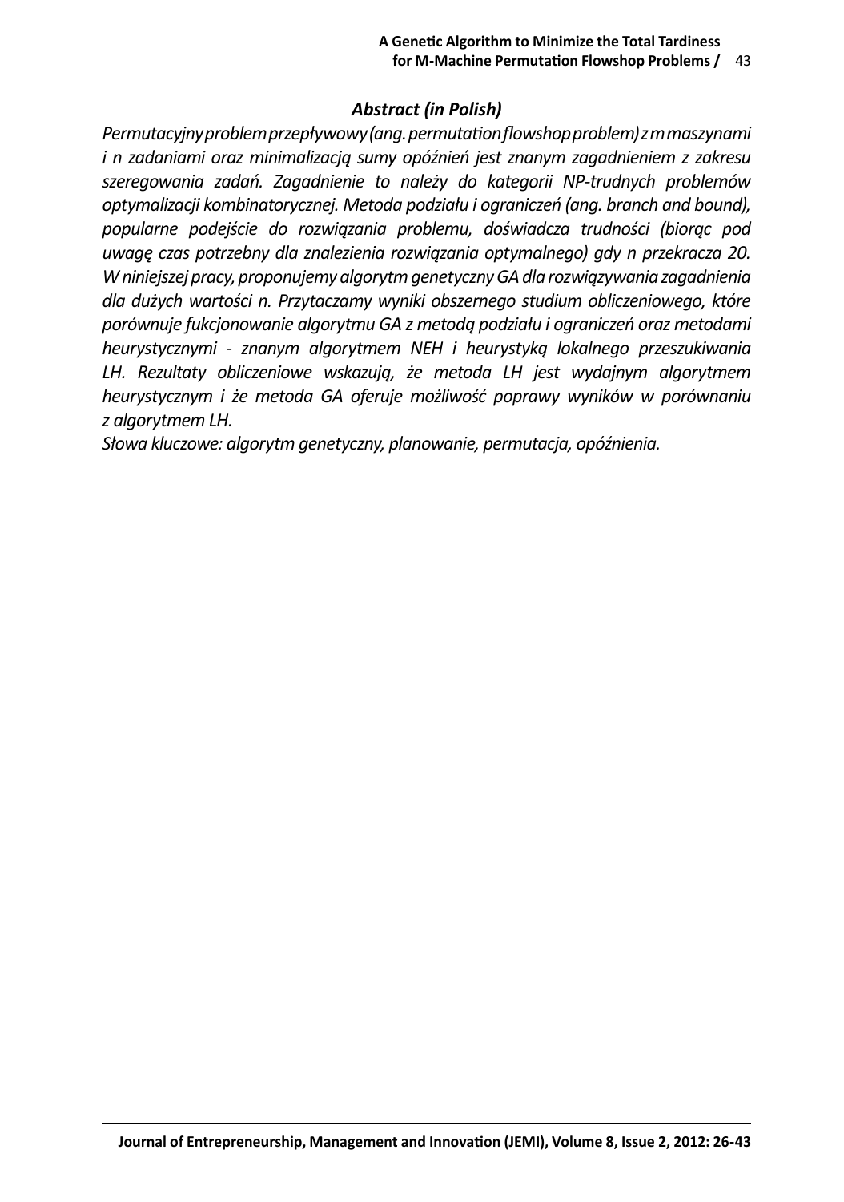### *Abstract (in Polish)*

*Permutacyjny problem przepływowy (ang. permutation flowshop problem) z m maszynami i n zadaniami oraz minimalizacją sumy opóźnień jest znanym zagadnieniem z zakresu szeregowania zadań. Zagadnienie to należy do kategorii NP-trudnych problemów optymalizacji kombinatorycznej. Metoda podziału i ograniczeń (ang. branch and bound), popularne podejście do rozwiązania problemu, doświadcza trudności (biorąc pod uwagę czas potrzebny dla znalezienia rozwiązania optymalnego) gdy n przekracza 20. W niniejszej pracy, proponujemy algorytm genetyczny GA dla rozwiązywania zagadnienia dla dużych wartości n. Przytaczamy wyniki obszernego studium obliczeniowego, które porównuje fukcjonowanie algorytmu GA z metodą podziału i ograniczeń oraz metodami heurystycznymi - znanym algorytmem NEH i heurystyką lokalnego przeszukiwania LH. Rezultaty obliczeniowe wskazują, że metoda LH jest wydajnym algorytmem heurystycznym i że metoda GA oferuje możliwość poprawy wyników w porównaniu z algorytmem LH.*

*Słowa kluczowe: algorytm genetyczny, planowanie, permutacja, opóźnienia.*